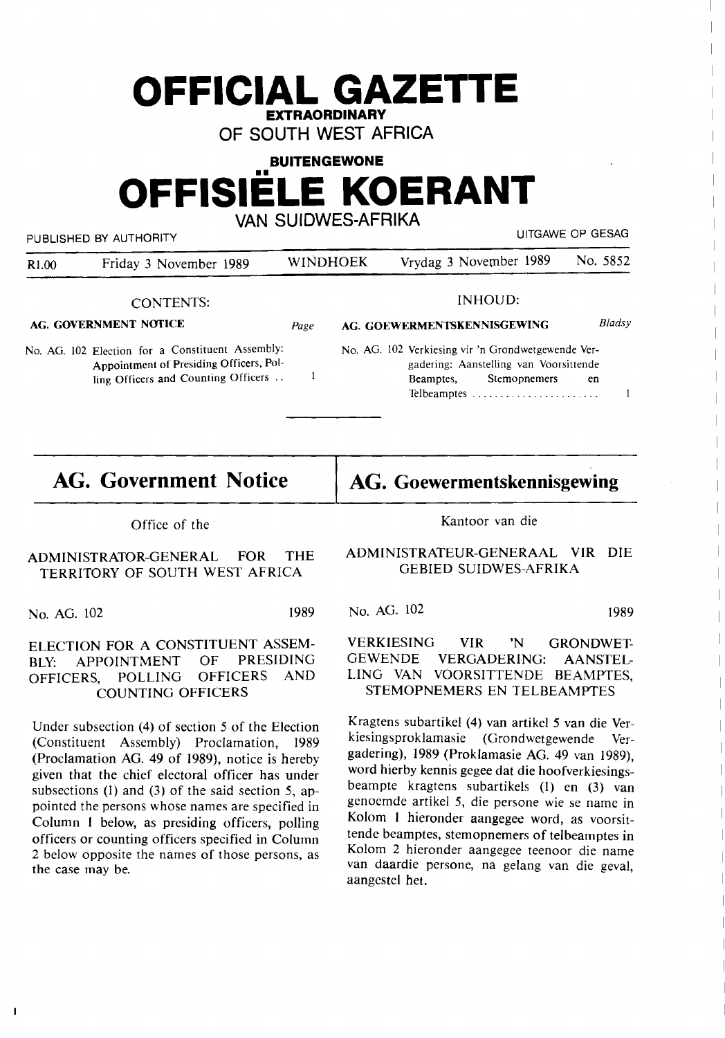# OFFICIAL GAZETTE

**EXTRAORDINARY**

OF SOUTH WEST AFRICA

**BUITENGEWONE**

# OFFISIËLE KOERANT

VAN SUIDWES-AFRIKA

PUBLISHED BY AUTHORITY — UITGAWE OP GESAG

| R1.00 | Friday 3 November 1989 | WINDHOEK | Vrydag 3 November 1989 | No. 5852 |
|---|---|---|---|---|

CONTENTS:

**AG. GOVERNMENT NOTICE** — *Page*

No. AG. 102 Election for a Constituent Assembly: Appointment of Presiding Officers, Polling Officers and Counting Officers .. 1

INHOUD:

**AG. GOEWERMENTSKENNISGEWING** — *Bladsy*

No. AG. 102 Verkiesing vir 'n Grondwetgewende Vergadering: Aanstelling van Voorsittende Beamptes, Stemopnemers en Telbeamptes ........................ 1

## AG. Government Notice

Office of the

ADMINISTRATOR-GENERAL FOR THE TERRITORY OF SOUTH WEST AFRICA

No. AG. 102 — 1989

ELECTION FOR A CONSTITUENT ASSEMBLY: APPOINTMENT OF PRESIDING OFFICERS, POLLING OFFICERS AND COUNTING OFFICERS

Under subsection (4) of section 5 of the Election (Constituent Assembly) Proclamation, 1989 (Proclamation AG. 49 of 1989), notice is hereby given that the chief electoral officer has under subsections (1) and (3) of the said section 5, appointed the persons whose names are specified in Column 1 below, as presiding officers, polling officers or counting officers specified in Column 2 below opposite the names of those persons, as the case may be.

## AG. Goewermentskennisgewing

Kantoor van die

ADMINISTRATEUR-GENERAAL VIR DIE GEBIED SUIDWES-AFRIKA

No. AG. 102 — 1989

VERKIESING VIR 'N GRONDWETGEWENDE VERGADERING: AANSTELLING VAN VOORSITTENDE BEAMPTES, STEMOPNEMERS EN TELBEAMPTES

Kragtens subartikel (4) van artikel 5 van die Verkiesingsproklamasie (Grondwetgewende Vergadering), 1989 (Proklamasie AG. 49 van 1989), word hierby kennis gegee dat die hoofverkiesingsbeampte kragtens subartikels (1) en (3) van genoemde artikel 5, die persone wie se name in Kolom 1 hieronder aangegee word, as voorsittende beamptes, stemopnemers of telbeamptes in Kolom 2 hieronder aangegee teenoor die name van daardie persone, na gelang van die geval, aangestel het.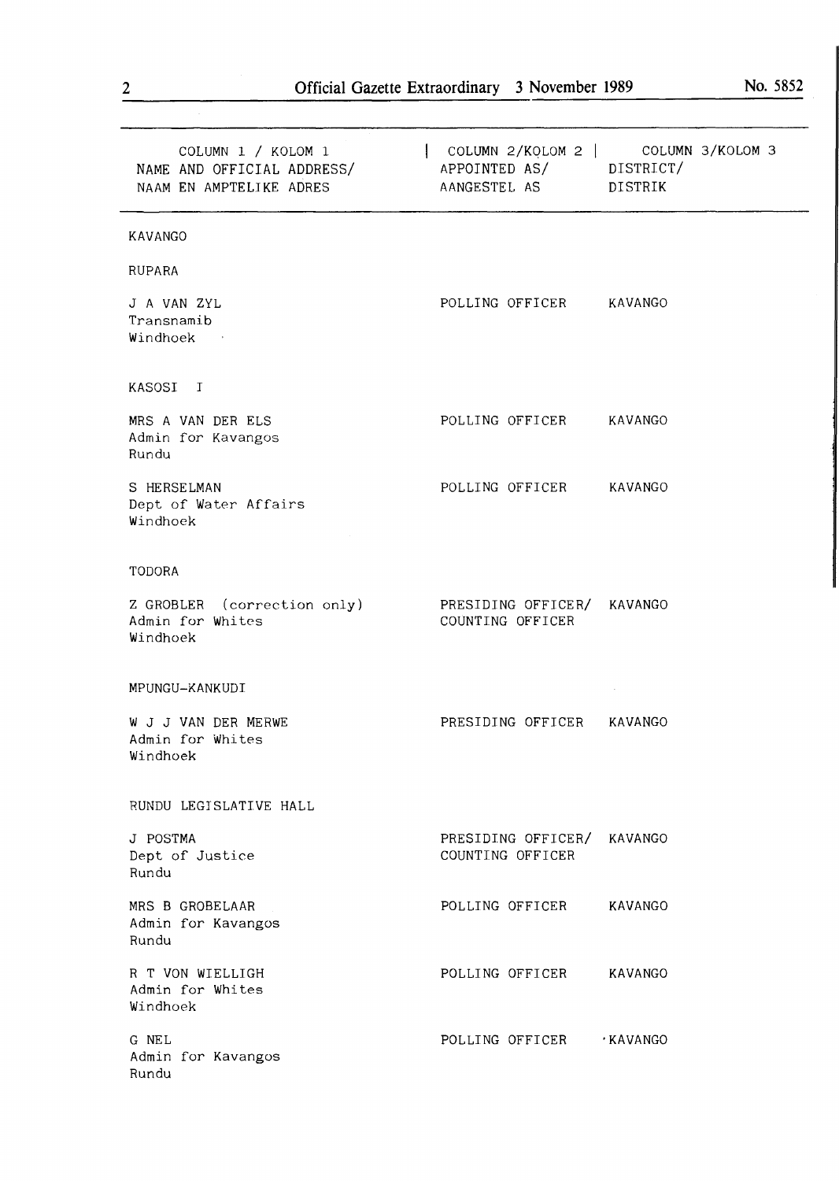| COLUMN 1 / KOLOM 1<br>NAME AND OFFICIAL ADDRESS/<br>NAAM EN AMPTELIKE ADRES | COLUMN 2/KOLOM 2<br>APPOINTED AS/<br>AANGESTEL AS | COLUMN 3/KOLOM 3<br>DISTRICT/<br>DISTRIK |
|---|---|---|
| KAVANGO | | |
| RUPARA | | |
| J A VAN ZYL<br>Transnamib<br>Windhoek | POLLING OFFICER | KAVANGO |
| KASOSI I | | |
| MRS A VAN DER ELS<br>Admin for Kavangos<br>Rundu | POLLING OFFICER | KAVANGO |
| S HERSELMAN<br>Dept of Water Affairs<br>Windhoek | POLLING OFFICER | KAVANGO |
| TODORA | | |
| Z GROBLER (correction only)<br>Admin for Whites<br>Windhoek | PRESIDING OFFICER/<br>COUNTING OFFICER | KAVANGO |
| MPUNGU-KANKUDI | | |
| W J J VAN DER MERWE<br>Admin for Whites<br>Windhoek | PRESIDING OFFICER | KAVANGO |
| RUNDU LEGISLATIVE HALL | | |
| J POSTMA<br>Dept of Justice<br>Rundu | PRESIDING OFFICER/<br>COUNTING OFFICER | KAVANGO |
| MRS B GROBELAAR<br>Admin for Kavangos<br>Rundu | POLLING OFFICER | KAVANGO |
| R T VON WIELLIGH<br>Admin for Whites<br>Windhoek | POLLING OFFICER | KAVANGO |
| G NEL<br>Admin for Kavangos<br>Rundu | POLLING OFFICER | KAVANGO |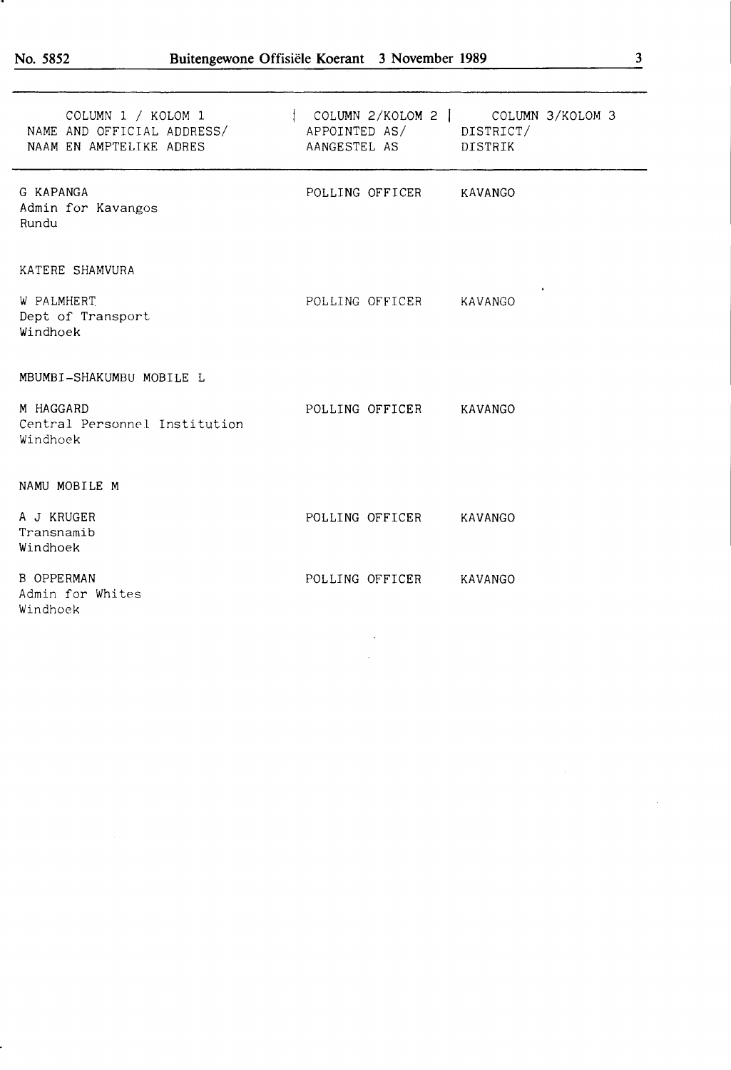| COLUMN 1 / KOLOM 1<br>NAME AND OFFICIAL ADDRESS/<br>NAAM EN AMPTELIKE ADRES | COLUMN 2/KOLOM 2<br>APPOINTED AS/<br>AANGESTEL AS | COLUMN 3/KOLOM 3<br>DISTRICT/<br>DISTRIK |
|---|---|---|
| G KAPANGA<br>Admin for Kavangos<br>Rundu | POLLING OFFICER | KAVANGO |
| KATERE SHAMVURA | | |
| W PALMHERT<br>Dept of Transport<br>Windhoek | POLLING OFFICER | KAVANGO |
| MBUMBI-SHAKUMBU MOBILE L | | |
| M HAGGARD<br>Central Personnel Institution<br>Windhoek | POLLING OFFICER | KAVANGO |
| NAMU MOBILE M | | |
| A J KRUGER<br>Transnamib<br>Windhoek | POLLING OFFICER | KAVANGO |
| B OPPERMAN<br>Admin for Whites<br>Windhoek | POLLING OFFICER | KAVANGO |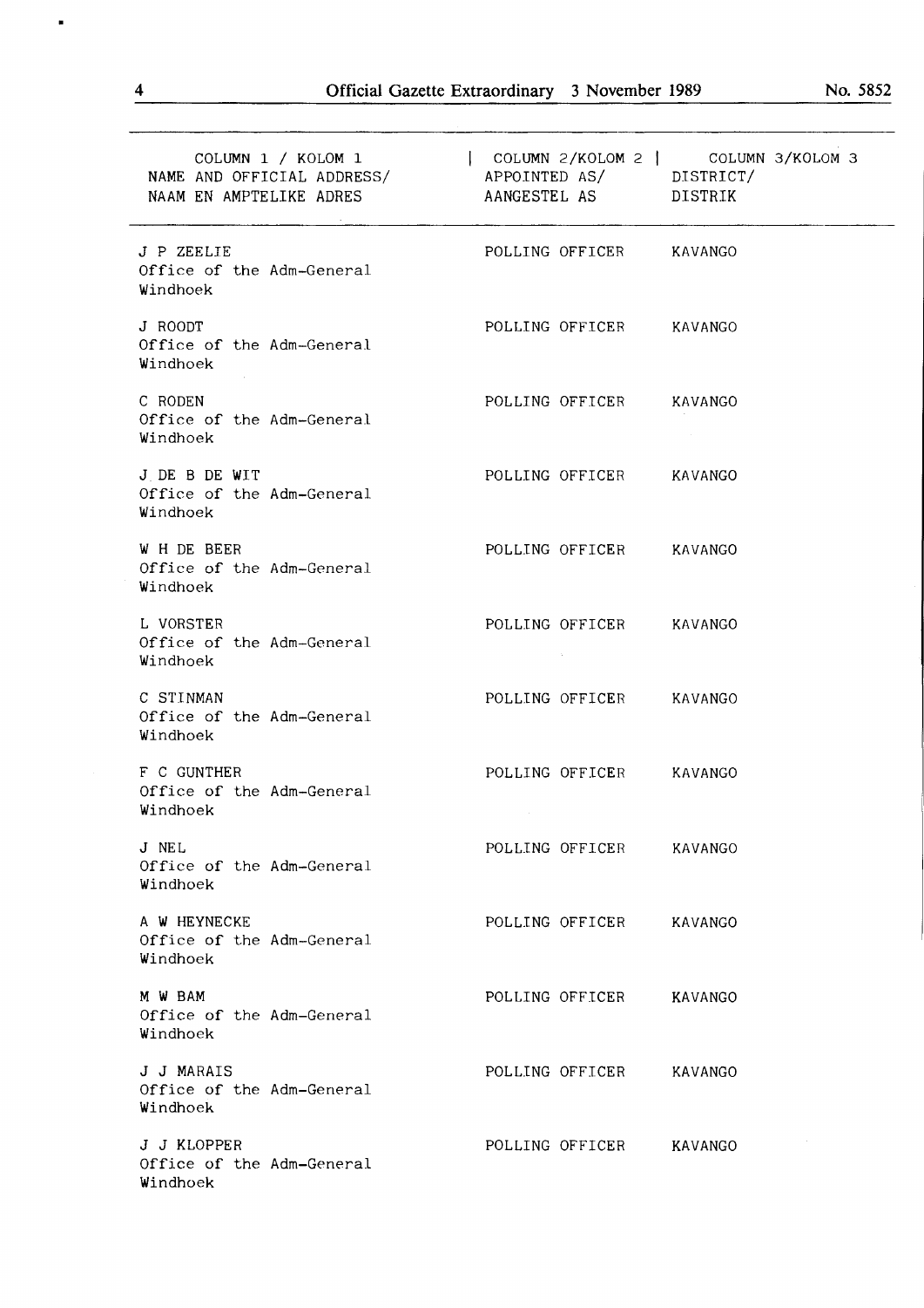| COLUMN 1 / KOLOM 1<br>NAME AND OFFICIAL ADDRESS/<br>NAAM EN AMPTELIKE ADRES | COLUMN 2/KOLOM 2<br>APPOINTED AS/<br>AANGESTEL AS | COLUMN 3/KOLOM 3<br>DISTRICT/<br>DISTRIK |
|---|---|---|
| J P ZEELIE<br>Office of the Adm-General<br>Windhoek | POLLING OFFICER | KAVANGO |
| J ROODT<br>Office of the Adm-General<br>Windhoek | POLLING OFFICER | KAVANGO |
| C RODEN<br>Office of the Adm-General<br>Windhoek | POLLING OFFICER | KAVANGO |
| J DE B DE WIT<br>Office of the Adm-General<br>Windhoek | POLLING OFFICER | KAVANGO |
| W H DE BEER<br>Office of the Adm-General<br>Windhoek | POLLING OFFICER | KAVANGO |
| L VORSTER<br>Office of the Adm-General<br>Windhoek | POLLING OFFICER | KAVANGO |
| C STINMAN<br>Office of the Adm-General<br>Windhoek | POLLING OFFICER | KAVANGO |
| F C GUNTHER<br>Office of the Adm-General<br>Windhoek | POLLING OFFICER | KAVANGO |
| J NEL<br>Office of the Adm-General<br>Windhoek | POLLING OFFICER | KAVANGO |
| A W HEYNECKE<br>Office of the Adm-General<br>Windhoek | POLLING OFFICER | KAVANGO |
| M W BAM<br>Office of the Adm-General<br>Windhoek | POLLING OFFICER | KAVANGO |
| J J MARAIS<br>Office of the Adm-General<br>Windhoek | POLLING OFFICER | KAVANGO |
| J J KLOPPER<br>Office of the Adm-General<br>Windhoek | POLLING OFFICER | KAVANGO |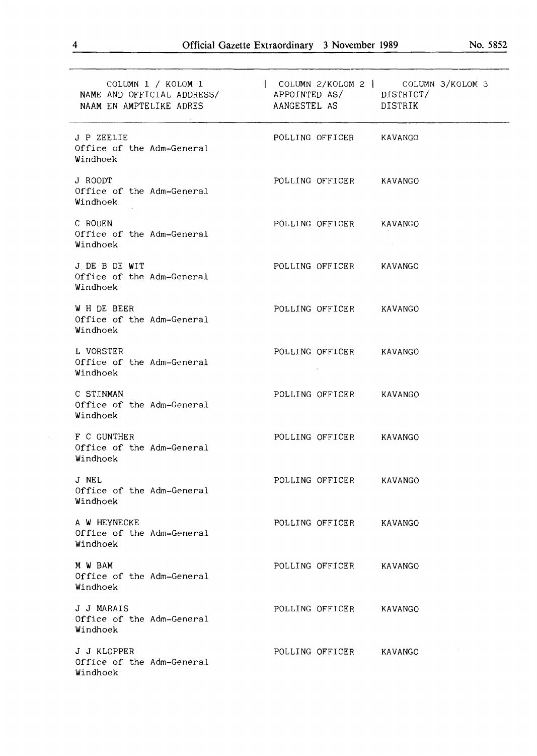| COLUMN 1 / KOLOM 1<br>NAME AND OFFICIAL ADDRESS/<br>NAAM EN AMPTELIKE ADRES | COLUMN 2/KOLOM 2<br>APPOINTED AS/<br>AANGESTEL AS | COLUMN 3/KOLOM 3<br>DISTRICT/<br>DISTRIK |
|---|---|---|
| J P ZEELIE<br>Office of the Adm-General<br>Windhoek | POLLING OFFICER | KAVANGO |
| J ROODT<br>Office of the Adm-General<br>Windhoek | POLLING OFFICER | KAVANGO |
| C RODEN<br>Office of the Adm-General<br>Windhoek | POLLING OFFICER | KAVANGO |
| J DE B DE WIT<br>Office of the Adm-General<br>Windhoek | POLLING OFFICER | KAVANGO |
| W H DE BEER<br>Office of the Adm-General<br>Windhoek | POLLING OFFICER | KAVANGO |
| L VORSTER<br>Office of the Adm-General<br>Windhoek | POLLING OFFICER | KAVANGO |
| C STINMAN<br>Office of the Adm-General<br>Windhoek | POLLING OFFICER | KAVANGO |
| F C GUNTHER<br>Office of the Adm-General<br>Windhoek | POLLING OFFICER | KAVANGO |
| J NEL<br>Office of the Adm-General<br>Windhoek | POLLING OFFICER | KAVANGO |
| A W HEYNECKE<br>Office of the Adm-General<br>Windhoek | POLLING OFFICER | KAVANGO |
| M W BAM<br>Office of the Adm-General<br>Windhoek | POLLING OFFICER | KAVANGO |
| J J MARAIS<br>Office of the Adm-General<br>Windhoek | POLLING OFFICER | KAVANGO |
| J J KLOPPER<br>Office of the Adm-General<br>Windhoek | POLLING OFFICER | KAVANGO |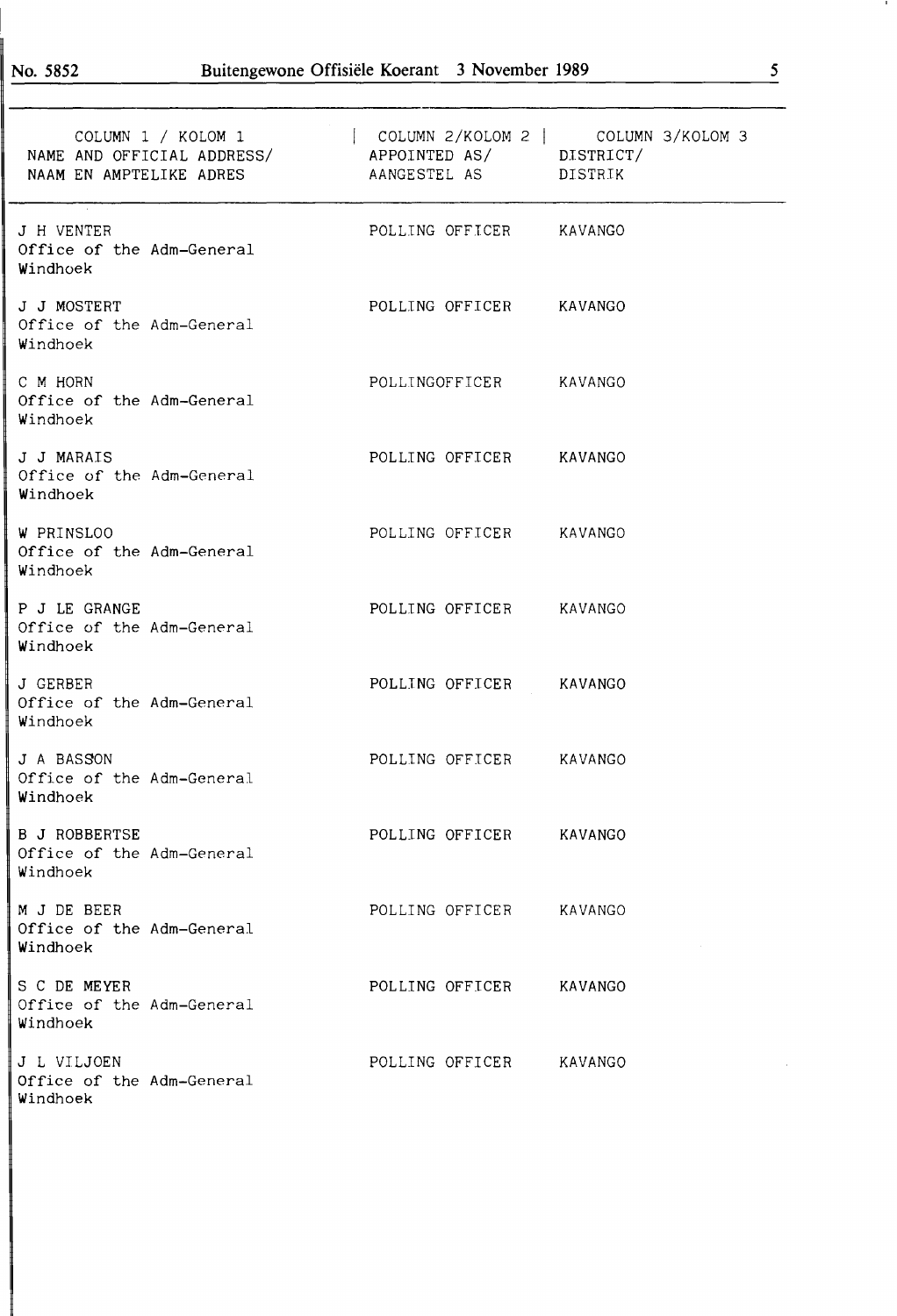| COLUMN 1 / KOLOM 1<br>NAME AND OFFICIAL ADDRESS/<br>NAAM EN AMPTELIKE ADRES | COLUMN 2/KOLOM 2<br>APPOINTED AS/<br>AANGESTEL AS | COLUMN 3/KOLOM 3<br>DISTRICT/<br>DISTRIK |
|---|---|---|
| J H VENTER<br>Office of the Adm-General<br>Windhoek | POLLING OFFICER | KAVANGO |
| J J MOSTERT<br>Office of the Adm-General<br>Windhoek | POLLING OFFICER | KAVANGO |
| C M HORN<br>Office of the Adm-General<br>Windhoek | POLLINGOFFICER | KAVANGO |
| J J MARAIS<br>Office of the Adm-General<br>Windhoek | POLLING OFFICER | KAVANGO |
| W PRINSLOO<br>Office of the Adm-General<br>Windhoek | POLLING OFFICER | KAVANGO |
| P J LE GRANGE<br>Office of the Adm-General<br>Windhoek | POLLING OFFICER | KAVANGO |
| J GERBER<br>Office of the Adm-General<br>Windhoek | POLLING OFFICER | KAVANGO |
| J A BASSON<br>Office of the Adm-General<br>Windhoek | POLLING OFFICER | KAVANGO |
| B J ROBBERTSE<br>Office of the Adm-General<br>Windhoek | POLLING OFFICER | KAVANGO |
| M J DE BEER<br>Office of the Adm-General<br>Windhoek | POLLING OFFICER | KAVANGO |
| S C DE MEYER<br>Office of the Adm-General<br>Windhoek | POLLING OFFICER | KAVANGO |
| J L VILJOEN<br>Office of the Adm-General<br>Windhoek | POLLING OFFICER | KAVANGO |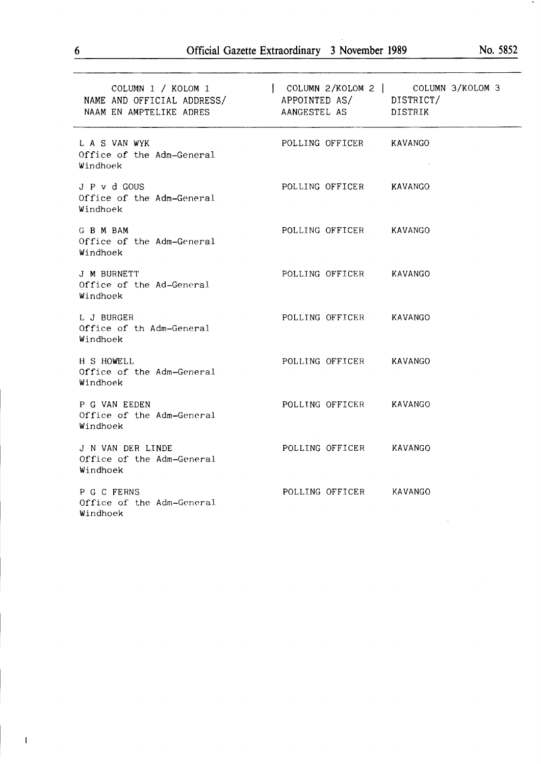| COLUMN 1 / KOLOM 1 NAME AND OFFICIAL ADDRESS/ NAAM EN AMPTELIKE ADRES | COLUMN 2/KOLOM 2 APPOINTED AS/ AANGESTEL AS | COLUMN 3/KOLOM 3 DISTRICT/ DISTRIK |
|---|---|---|
| L A S VAN WYK Office of the Adm-General Windhoek | POLLING OFFICER | KAVANGO |
| J P v d GOUS Office of the Adm-General Windhoek | POLLING OFFICER | KAVANGO |
| G B M BAM Office of the Adm-General Windhoek | POLLING OFFICER | KAVANGO |
| J M BURNETT Office of the Ad-General Windhoek | POLLING OFFICER | KAVANGO |
| L J BURGER Office of th Adm-General Windhoek | POLLING OFFICER | KAVANGO |
| H S HOWELL Office of the Adm-General Windhoek | POLLING OFFICER | KAVANGO |
| P G VAN EEDEN Office of the Adm-General Windhoek | POLLING OFFICER | KAVANGO |
| J N VAN DER LINDE Office of the Adm-General Windhoek | POLLING OFFICER | KAVANGO |
| P G C FERNS Office of the Adm-General Windhoek | POLLING OFFICER | KAVANGO |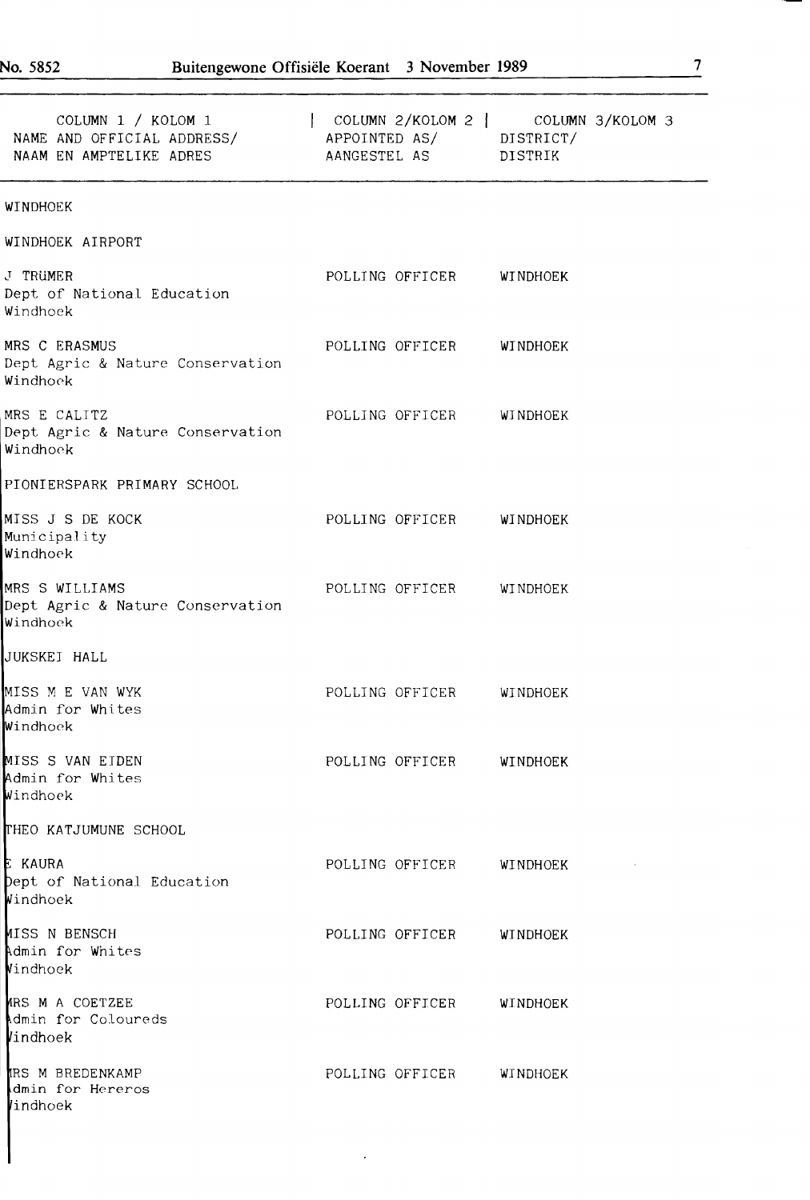| COLUMN 1 / KOLOM 1<br>NAME AND OFFICIAL ADDRESS/<br>NAAM EN AMPTELIKE ADRES | COLUMN 2/KOLOM 2<br>APPOINTED AS/<br>AANGESTEL AS | COLUMN 3/KOLOM 3<br>DISTRICT/<br>DISTRIK |
|---|---|---|
| WINDHOEK | | |
| WINDHOEK AIRPORT | | |
| J TRÜMER<br>Dept of National Education<br>Windhoek | POLLING OFFICER | WINDHOEK |
| MRS C ERASMUS<br>Dept Agric & Nature Conservation<br>Windhoek | POLLING OFFICER | WINDHOEK |
| MRS E CALITZ<br>Dept Agric & Nature Conservation<br>Windhoek | POLLING OFFICER | WINDHOEK |
| PIONIERSPARK PRIMARY SCHOOL | | |
| MISS J S DE KOCK<br>Municipality<br>Windhoek | POLLING OFFICER | WINDHOEK |
| MRS S WILLIAMS<br>Dept Agric & Nature Conservation<br>Windhoek | POLLING OFFICER | WINDHOEK |
| JUKSKEI HALL | | |
| MISS M E VAN WYK<br>Admin for Whites<br>Windhoek | POLLING OFFICER | WINDHOEK |
| MISS S VAN EIDEN<br>Admin for Whites<br>Windhoek | POLLING OFFICER | WINDHOEK |
| THEO KATJUMUNE SCHOOL | | |
| E KAURA<br>Dept of National Education<br>Windhoek | POLLING OFFICER | WINDHOEK |
| MISS N BENSCH<br>Admin for Whites<br>Windhoek | POLLING OFFICER | WINDHOEK |
| MRS M A COETZEE<br>Admin for Coloureds<br>Windhoek | POLLING OFFICER | WINDHOEK |
| MRS M BREDENKAMP<br>Admin for Hereros<br>Windhoek | POLLING OFFICER | WINDHOEK |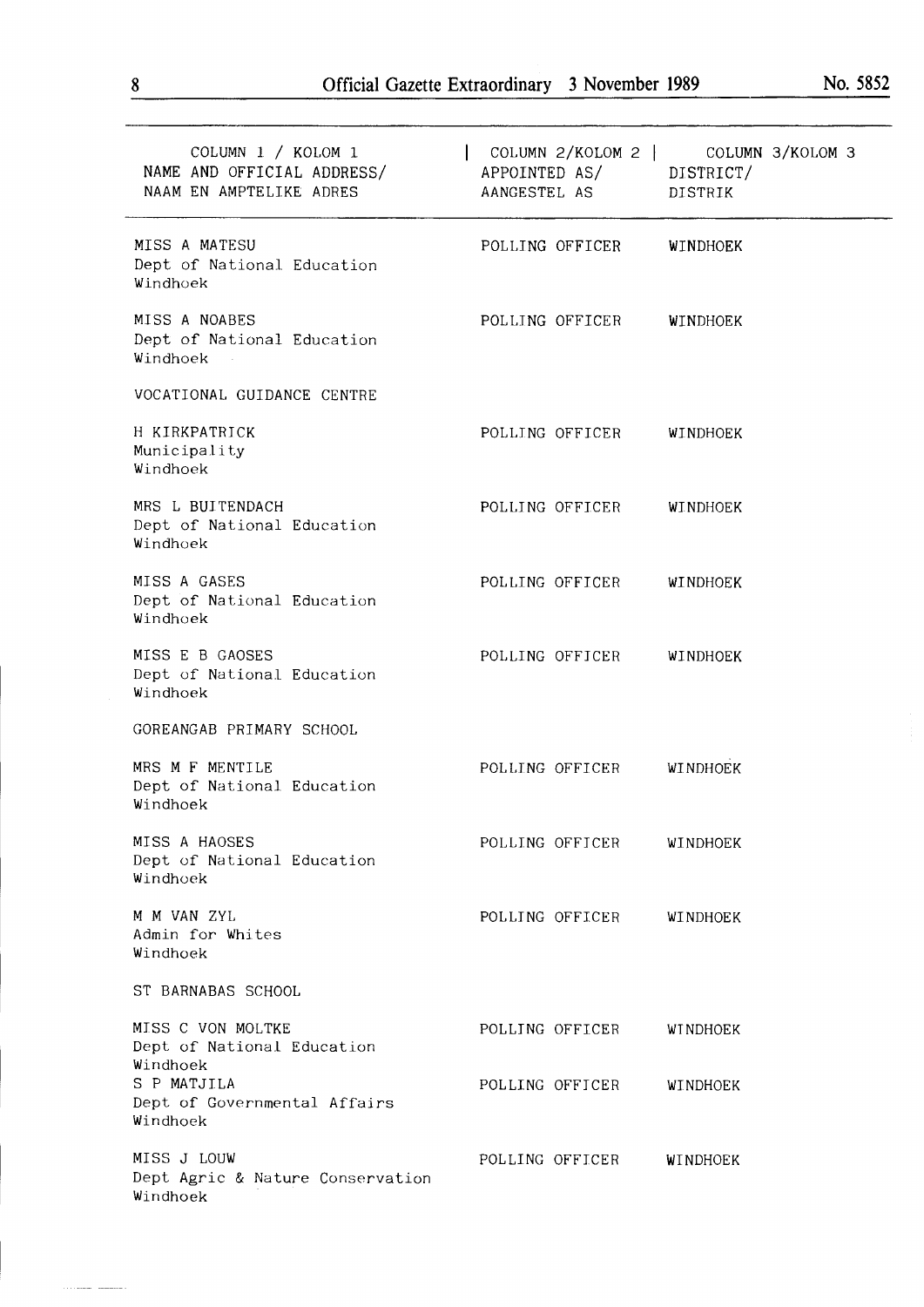| COLUMN 1 / KOLOM 1<br>NAME AND OFFICIAL ADDRESS/<br>NAAM EN AMPTELIKE ADRES | COLUMN 2/KOLOM 2<br>APPOINTED AS/<br>AANGESTEL AS | COLUMN 3/KOLOM 3<br>DISTRICT/<br>DISTRIK |
|---|---|---|
| MISS A MATESU<br>Dept of National Education<br>Windhoek | POLLING OFFICER | WINDHOEK |
| MISS A NOABES<br>Dept of National Education<br>Windhoek | POLLING OFFICER | WINDHOEK |
| VOCATIONAL GUIDANCE CENTRE | | |
| H KIRKPATRICK<br>Municipality<br>Windhoek | POLLING OFFICER | WINDHOEK |
| MRS L BUITENDACH<br>Dept of National Education<br>Windhoek | POLLING OFFICER | WINDHOEK |
| MISS A GASES<br>Dept of National Education<br>Windhoek | POLLING OFFICER | WINDHOEK |
| MISS E B GAOSES<br>Dept of National Education<br>Windhoek | POLLING OFFICER | WINDHOEK |
| GOREANGAB PRIMARY SCHOOL | | |
| MRS M F MENTILE<br>Dept of National Education<br>Windhoek | POLLING OFFICER | WINDHOEK |
| MISS A HAOSES<br>Dept of National Education<br>Windhoek | POLLING OFFICER | WINDHOEK |
| M M VAN ZYL<br>Admin for Whites<br>Windhoek | POLLING OFFICER | WINDHOEK |
| ST BARNABAS SCHOOL | | |
| MISS C VON MOLTKE<br>Dept of National Education<br>Windhoek | POLLING OFFICER | WINDHOEK |
| S P MATJILA<br>Dept of Governmental Affairs<br>Windhoek | POLLING OFFICER | WINDHOEK |
| MISS J LOUW<br>Dept Agric & Nature Conservation<br>Windhoek | POLLING OFFICER | WINDHOEK |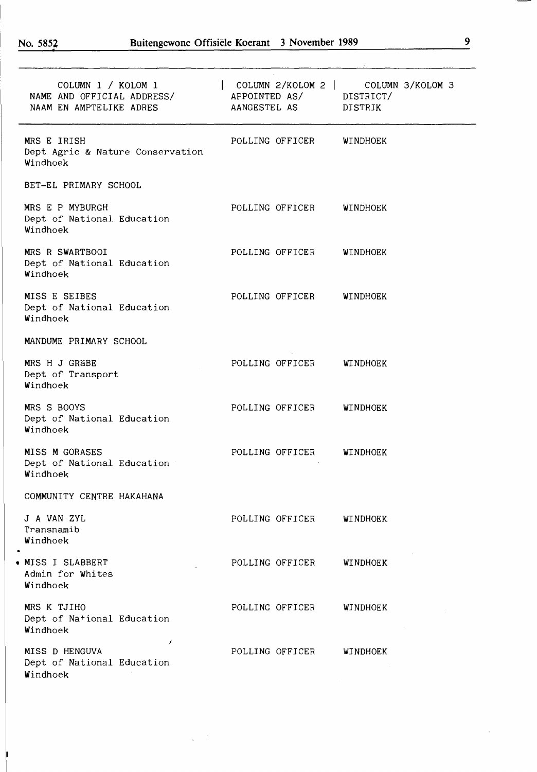| COLUMN 1 / KOLOM 1 NAME AND OFFICIAL ADDRESS/ NAAM EN AMPTELIKE ADRES | COLUMN 2/KOLOM 2 APPOINTED AS/ AANGESTEL AS | COLUMN 3/KOLOM 3 DISTRICT/ DISTRIK |
|---|---|---|
| MRS E IRISH Dept Agric & Nature Conservation Windhoek | POLLING OFFICER | WINDHOEK |
| BET-EL PRIMARY SCHOOL | | |
| MRS E P MYBURGH Dept of National Education Windhoek | POLLING OFFICER | WINDHOEK |
| MRS R SWARTBOOI Dept of National Education Windhoek | POLLING OFFICER | WINDHOEK |
| MISS E SEIBES Dept of National Education Windhoek | POLLING OFFICER | WINDHOEK |
| MANDUME PRIMARY SCHOOL | | |
| MRS H J GRäBE Dept of Transport Windhoek | POLLING OFFICER | WINDHOEK |
| MRS S BOOYS Dept of National Education Windhoek | POLLING OFFICER | WINDHOEK |
| MISS M GORASES Dept of National Education Windhoek | POLLING OFFICER | WINDHOEK |
| COMMUNITY CENTRE HAKAHANA | | |
| J A VAN ZYL Transnamib Windhoek | POLLING OFFICER | WINDHOEK |
| MISS I SLABBERT Admin for Whites Windhoek | POLLING OFFICER | WINDHOEK |
| MRS K TJIHO Dept of National Education Windhoek | POLLING OFFICER | WINDHOEK |
| MISS D HENGUVA Dept of National Education Windhoek | POLLING OFFICER | WINDHOEK |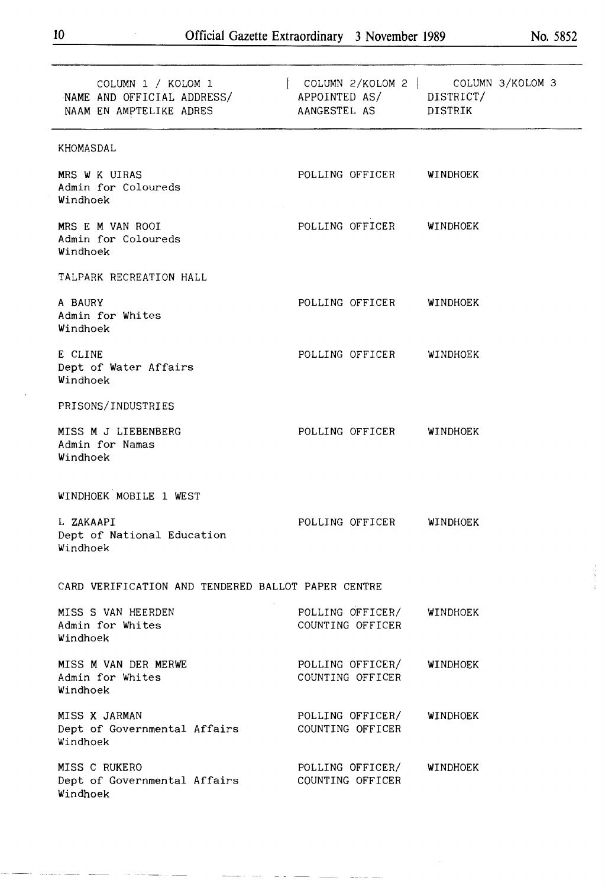| COLUMN 1 / KOLOM 1<br>NAME AND OFFICIAL ADDRESS/<br>NAAM EN AMPTELIKE ADRES | COLUMN 2/KOLOM 2<br>APPOINTED AS/<br>AANGESTEL AS | COLUMN 3/KOLOM 3<br>DISTRICT/<br>DISTRIK |
|---|---|---|
| KHOMASDAL | | |
| MRS W K UIRAS<br>Admin for Coloureds<br>Windhoek | POLLING OFFICER | WINDHOEK |
| MRS E M VAN ROOI<br>Admin for Coloureds<br>Windhoek | POLLING OFFICER | WINDHOEK |
| TALPARK RECREATION HALL | | |
| A BAURY<br>Admin for Whites<br>Windhoek | POLLING OFFICER | WINDHOEK |
| E CLINE<br>Dept of Water Affairs<br>Windhoek | POLLING OFFICER | WINDHOEK |
| PRISONS/INDUSTRIES | | |
| MISS M J LIEBENBERG<br>Admin for Namas<br>Windhoek | POLLING OFFICER | WINDHOEK |
| WINDHOEK MOBILE 1 WEST | | |
| L ZAKAAPI<br>Dept of National Education<br>Windhoek | POLLING OFFICER | WINDHOEK |
| CARD VERIFICATION AND TENDERED BALLOT PAPER CENTRE | | |
| MISS S VAN HEERDEN<br>Admin for Whites<br>Windhoek | POLLING OFFICER/<br>COUNTING OFFICER | WINDHOEK |
| MISS M VAN DER MERWE<br>Admin for Whites<br>Windhoek | POLLING OFFICER/<br>COUNTING OFFICER | WINDHOEK |
| MISS X JARMAN<br>Dept of Governmental Affairs<br>Windhoek | POLLING OFFICER/<br>COUNTING OFFICER | WINDHOEK |
| MISS C RUKERO<br>Dept of Governmental Affairs<br>Windhoek | POLLING OFFICER/<br>COUNTING OFFICER | WINDHOEK |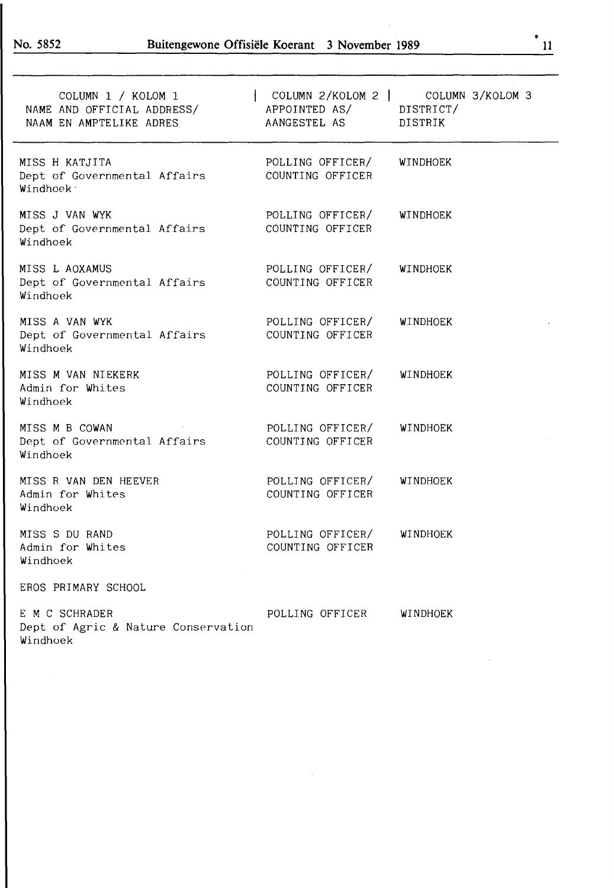| COLUMN 1 / KOLOM 1<br>NAME AND OFFICIAL ADDRESS/<br>NAAM EN AMPTELIKE ADRES | COLUMN 2/KOLOM 2<br>APPOINTED AS/<br>AANGESTEL AS | COLUMN 3/KOLOM 3<br>DISTRICT/<br>DISTRIK |
|---|---|---|
| MISS H KATJITA<br>Dept of Governmental Affairs<br>Windhoek | POLLING OFFICER/<br>COUNTING OFFICER | WINDHOEK |
| MISS J VAN WYK<br>Dept of Governmental Affairs<br>Windhoek | POLLING OFFICER/<br>COUNTING OFFICER | WINDHOEK |
| MISS L AOXAMUS<br>Dept of Governmental Affairs<br>Windhoek | POLLING OFFICER/<br>COUNTING OFFICER | WINDHOEK |
| MISS A VAN WYK<br>Dept of Governmental Affairs<br>Windhoek | POLLING OFFICER/<br>COUNTING OFFICER | WINDHOEK |
| MISS M VAN NIEKERK<br>Admin for Whites<br>Windhoek | POLLING OFFICER/<br>COUNTING OFFICER | WINDHOEK |
| MISS M B COWAN<br>Dept of Governmental Affairs<br>Windhoek | POLLING OFFICER/<br>COUNTING OFFICER | WINDHOEK |
| MISS R VAN DEN HEEVER<br>Admin for Whites<br>Windhoek | POLLING OFFICER/<br>COUNTING OFFICER | WINDHOEK |
| MISS S DU RAND<br>Admin for Whites<br>Windhoek | POLLING OFFICER/<br>COUNTING OFFICER | WINDHOEK |
| EROS PRIMARY SCHOOL | | |
| E M C SCHRADER<br>Dept of Agric & Nature Conservation<br>Windhoek | POLLING OFFICER | WINDHOEK |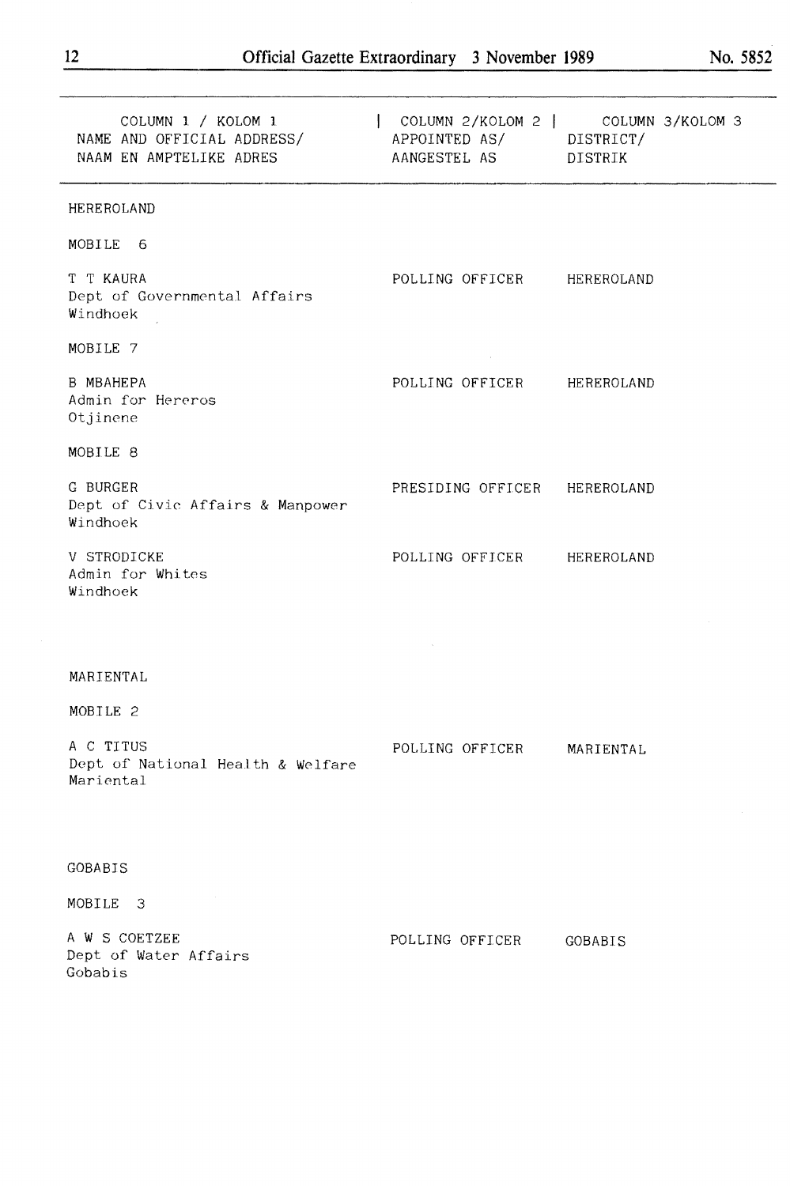| COLUMN 1 / KOLOM 1<br>NAME AND OFFICIAL ADDRESS/<br>NAAM EN AMPTELIKE ADRES | COLUMN 2/KOLOM 2<br>APPOINTED AS/<br>AANGESTEL AS | COLUMN 3/KOLOM 3<br>DISTRICT/<br>DISTRIK |
|---|---|---|
| HEREROLAND | | |
| MOBILE 6 | | |
| T T KAURA<br>Dept of Governmental Affairs<br>Windhoek | POLLING OFFICER | HEREROLAND |
| MOBILE 7 | | |
| B MBAHEPA<br>Admin for Hereros<br>Otjinene | POLLING OFFICER | HEREROLAND |
| MOBILE 8 | | |
| G BURGER<br>Dept of Civic Affairs & Manpower<br>Windhoek | PRESIDING OFFICER | HEREROLAND |
| V STRODICKE<br>Admin for Whites<br>Windhoek | POLLING OFFICER | HEREROLAND |
| MARIENTAL | | |
| MOBILE 2 | | |
| A C TITUS<br>Dept of National Health & Welfare<br>Mariental | POLLING OFFICER | MARIENTAL |
| GOBABIS | | |
| MOBILE 3 | | |
| A W S COETZEE<br>Dept of Water Affairs<br>Gobabis | POLLING OFFICER | GOBABIS |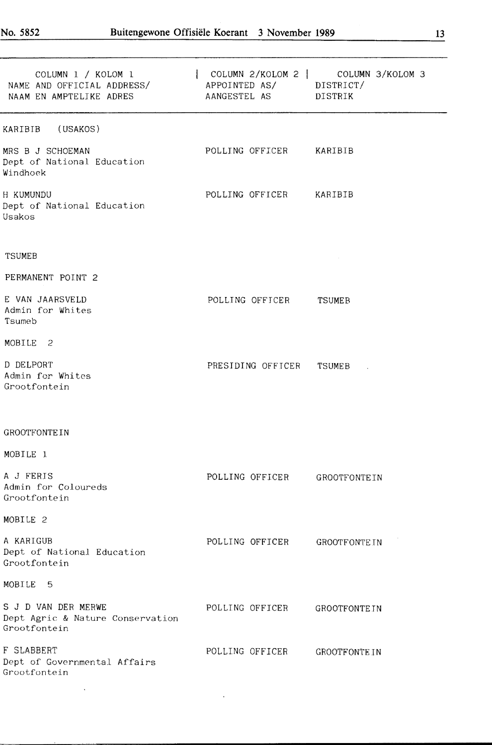| COLUMN 1 / KOLOM 1 NAME AND OFFICIAL ADDRESS/ NAAM EN AMPTELIKE ADRES | COLUMN 2/KOLOM 2 APPOINTED AS/ AANGESTEL AS | COLUMN 3/KOLOM 3 DISTRICT/ DISTRIK |
|---|---|---|
| KARIBIB (USAKOS) | | |
| MRS B J SCHOEMAN<br>Dept of National Education<br>Windhoek | POLLING OFFICER | KARIBIB |
| H KUMUNDU<br>Dept of National Education<br>Usakos | POLLING OFFICER | KARIBIB |
| TSUMEB | | |
| PERMANENT POINT 2 | | |
| E VAN JAARSVELD<br>Admin for Whites<br>Tsumeb | POLLING OFFICER | TSUMEB |
| MOBILE 2 | | |
| D DELPORT<br>Admin for Whites<br>Grootfontein | PRESIDING OFFICER | TSUMEB |
| GROOTFONTEIN | | |
| MOBILE 1 | | |
| A J FERIS<br>Admin for Coloureds<br>Grootfontein | POLLING OFFICER | GROOTFONTEIN |
| MOBILE 2 | | |
| A KARIGUB<br>Dept of National Education<br>Grootfontein | POLLING OFFICER | GROOTFONTEIN |
| MOBILE 5 | | |
| S J D VAN DER MERWE<br>Dept Agric & Nature Conservation<br>Grootfontein | POLLING OFFICER | GROOTFONTEIN |
| F SLABBERT<br>Dept of Governmental Affairs<br>Grootfontein | POLLING OFFICER | GROOTFONTEIN |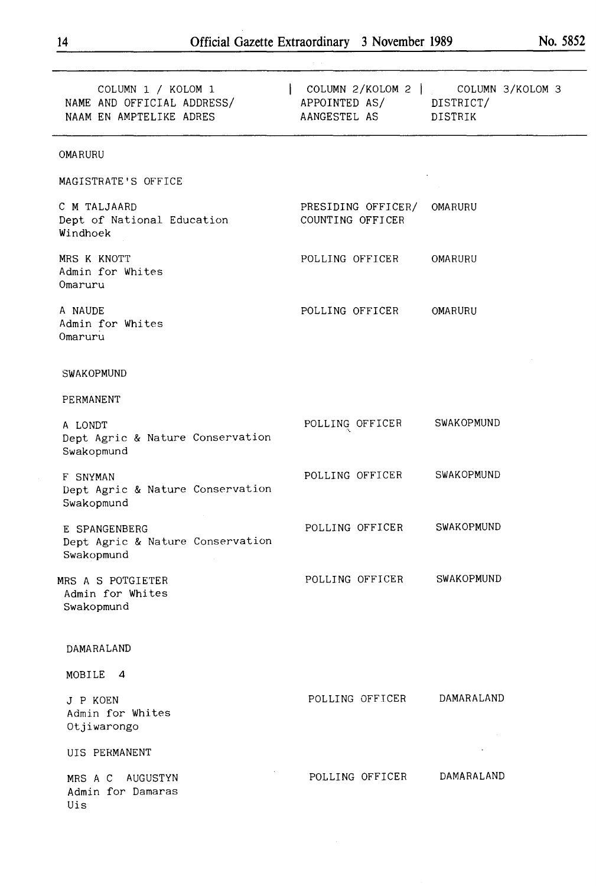| COLUMN 1 / KOLOM 1 NAME AND OFFICIAL ADDRESS/ NAAM EN AMPTELIKE ADRES | COLUMN 2/KOLOM 2 APPOINTED AS/ AANGESTEL AS | COLUMN 3/KOLOM 3 DISTRICT/ DISTRIK |
|---|---|---|
| OMARURU | | |
| MAGISTRATE'S OFFICE | | |
| C M TALJAARD<br>Dept of National Education<br>Windhoek | PRESIDING OFFICER/ COUNTING OFFICER | OMARURU |
| MRS K KNOTT<br>Admin for Whites<br>Omaruru | POLLING OFFICER | OMARURU |
| A NAUDE<br>Admin for Whites<br>Omaruru | POLLING OFFICER | OMARURU |
| SWAKOPMUND | | |
| PERMANENT | | |
| A LONDT<br>Dept Agric & Nature Conservation<br>Swakopmund | POLLING OFFICER | SWAKOPMUND |
| F SNYMAN<br>Dept Agric & Nature Conservation<br>Swakopmund | POLLING OFFICER | SWAKOPMUND |
| E SPANGENBERG<br>Dept Agric & Nature Conservation<br>Swakopmund | POLLING OFFICER | SWAKOPMUND |
| MRS A S POTGIETER<br>Admin for Whites<br>Swakopmund | POLLING OFFICER | SWAKOPMUND |
| DAMARALAND | | |
| MOBILE 4 | | |
| J P KOEN<br>Admin for Whites<br>Otjiwarongo | POLLING OFFICER | DAMARALAND |
| UIS PERMANENT | | |
| MRS A C AUGUSTYN<br>Admin for Damaras<br>Uis | POLLING OFFICER | DAMARALAND |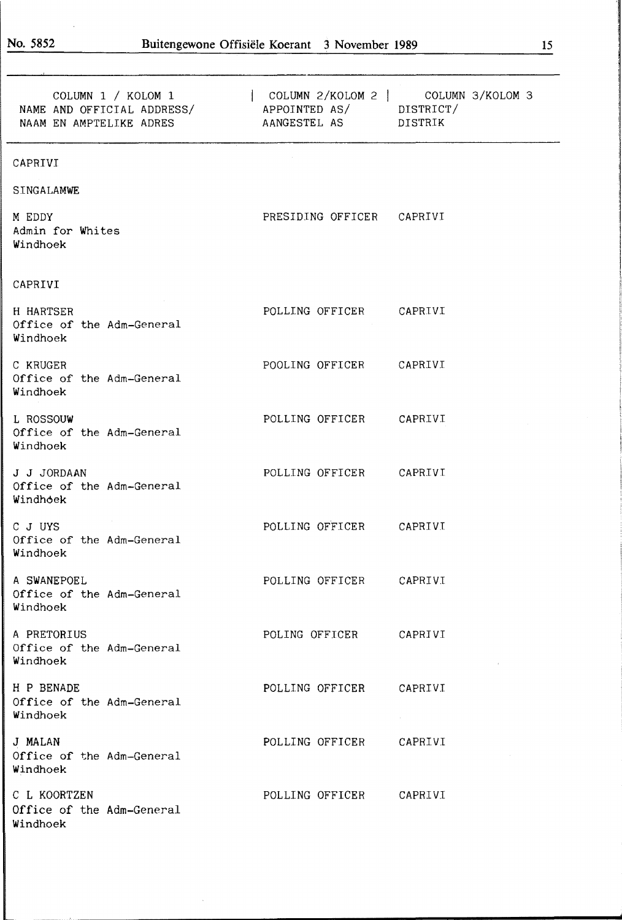| COLUMN 1 / KOLOM 1 NAME AND OFFICIAL ADDRESS/ NAAM EN AMPTELIKE ADRES | COLUMN 2/KOLOM 2 APPOINTED AS/ AANGESTEL AS | COLUMN 3/KOLOM 3 DISTRICT/ DISTRIK |
|---|---|---|
| CAPRIVI | | |
| SINGALAMWE | | |
| M EDDY<br>Admin for Whites<br>Windhoek | PRESIDING OFFICER | CAPRIVI |
| CAPRIVI | | |
| H HARTSER<br>Office of the Adm-General<br>Windhoek | POLLING OFFICER | CAPRIVI |
| C KRUGER<br>Office of the Adm-General<br>Windhoek | POOLING OFFICER | CAPRIVI |
| L ROSSOUW<br>Office of the Adm-General<br>Windhoek | POLLING OFFICER | CAPRIVI |
| J J JORDAAN<br>Office of the Adm-General<br>Windhoek | POLLING OFFICER | CAPRIVI |
| C J UYS<br>Office of the Adm-General<br>Windhoek | POLLING OFFICER | CAPRIVI |
| A SWANEPOEL<br>Office of the Adm-General<br>Windhoek | POLLING OFFICER | CAPRIVI |
| A PRETORIUS<br>Office of the Adm-General<br>Windhoek | POLING OFFICER | CAPRIVI |
| H P BENADE<br>Office of the Adm-General<br>Windhoek | POLLING OFFICER | CAPRIVI |
| J MALAN<br>Office of the Adm-General<br>Windhoek | POLLING OFFICER | CAPRIVI |
| C L KOORTZEN<br>Office of the Adm-General<br>Windhoek | POLLING OFFICER | CAPRIVI |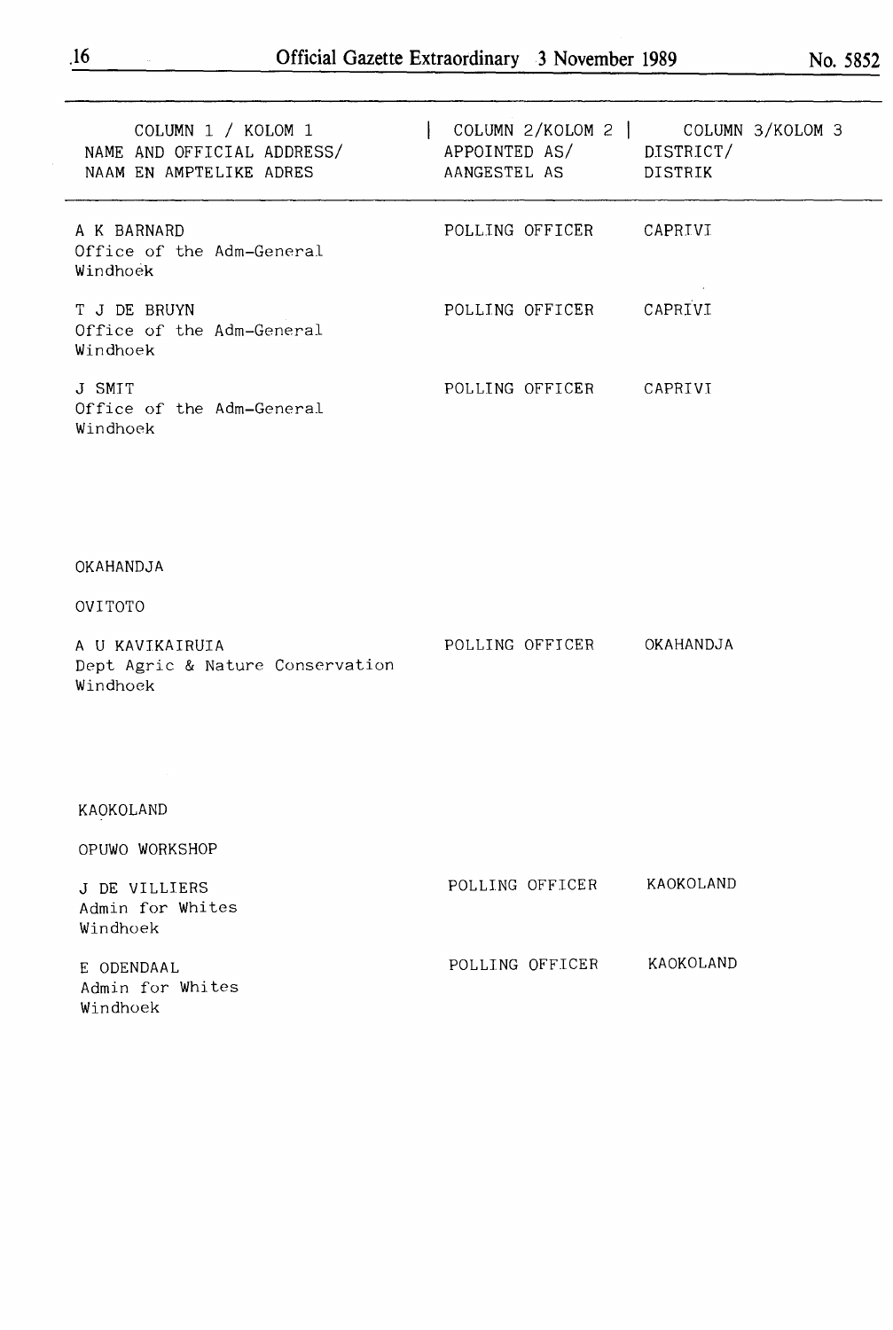| COLUMN 1 / KOLOM 1<br>NAME AND OFFICIAL ADDRESS/<br>NAAM EN AMPTELIKE ADRES | COLUMN 2/KOLOM 2<br>APPOINTED AS/<br>AANGESTEL AS | COLUMN 3/KOLOM 3<br>DISTRICT/<br>DISTRIK |
|---|---|---|
| A K BARNARD<br>Office of the Adm-General<br>Windhoek | POLLING OFFICER | CAPRIVI |
| T J DE BRUYN<br>Office of the Adm-General<br>Windhoek | POLLING OFFICER | CAPRIVI |
| J SMIT<br>Office of the Adm-General<br>Windhoek | POLLING OFFICER | CAPRIVI |

OKAHANDJA

OVITOTO

| | | |
|---|---|---|
| A U KAVIKAIRUIA<br>Dept Agric & Nature Conservation<br>Windhoek | POLLING OFFICER | OKAHANDJA |

KAOKOLAND

OPUWO WORKSHOP

| | | |
|---|---|---|
| J DE VILLIERS<br>Admin for Whites<br>Windhoek | POLLING OFFICER | KAOKOLAND |
| E ODENDAAL<br>Admin for Whites<br>Windhoek | POLLING OFFICER | KAOKOLAND |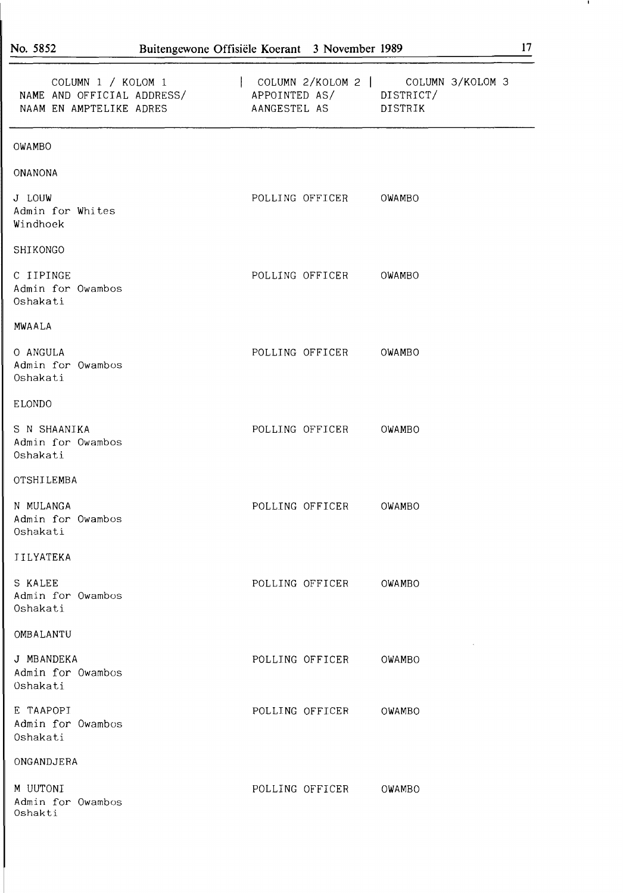| COLUMN 1 / KOLOM 1 NAME AND OFFICIAL ADDRESS/ NAAM EN AMPTELIKE ADRES | COLUMN 2/KOLOM 2 APPOINTED AS/ AANGESTEL AS | COLUMN 3/KOLOM 3 DISTRICT/ DISTRIK |
|---|---|---|
| OWAMBO | | |
| ONANONA | | |
| J LOUW<br>Admin for Whites<br>Windhoek | POLLING OFFICER | OWAMBO |
| SHIKONGO | | |
| C IIPINGE<br>Admin for Owambos<br>Oshakati | POLLING OFFICER | OWAMBO |
| MWAALA | | |
| O ANGULA<br>Admin for Owambos<br>Oshakati | POLLING OFFICER | OWAMBO |
| ELONDO | | |
| S N SHAANIKA<br>Admin for Owambos<br>Oshakati | POLLING OFFICER | OWAMBO |
| OTSHILEMBA | | |
| N MULANGA<br>Admin for Owambos<br>Oshakati | POLLING OFFICER | OWAMBO |
| IILYATEKA | | |
| S KALEE<br>Admin for Owambos<br>Oshakati | POLLING OFFICER | OWAMBO |
| OMBALANTU | | |
| J MBANDEKA<br>Admin for Owambos<br>Oshakati | POLLING OFFICER | OWAMBO |
| E TAAPOPI<br>Admin for Owambos<br>Oshakati | POLLING OFFICER | OWAMBO |
| ONGANDJERA | | |
| M UUTONI<br>Admin for Owambos<br>Oshakti | POLLING OFFICER | OWAMBO |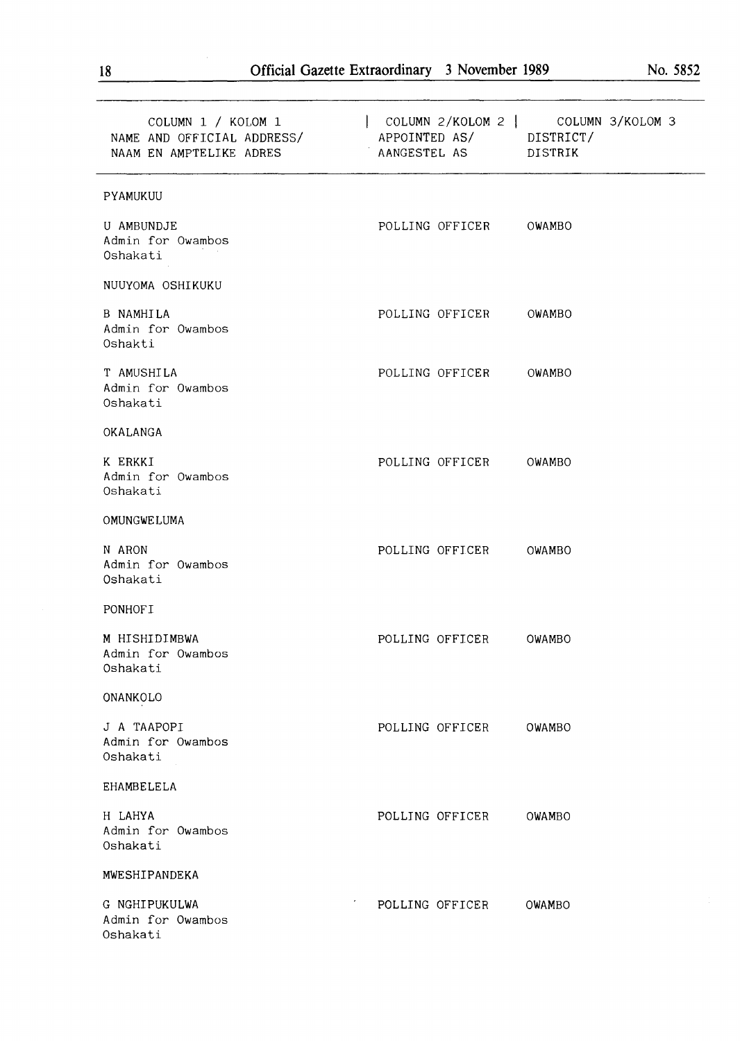| COLUMN 1 / KOLOM 1<br>NAME AND OFFICIAL ADDRESS/<br>NAAM EN AMPTELIKE ADRES | COLUMN 2/KOLOM 2<br>APPOINTED AS/<br>AANGESTEL AS | COLUMN 3/KOLOM 3<br>DISTRICT/<br>DISTRIK |
|---|---|---|
| PYAMUKUU | | |
| U AMBUNDJE<br>Admin for Owambos<br>Oshakati | POLLING OFFICER | OWAMBO |
| NUUYOMA OSHIKUKU | | |
| B NAMHILA<br>Admin for Owambos<br>Oshakti | POLLING OFFICER | OWAMBO |
| T AMUSHILA<br>Admin for Owambos<br>Oshakati | POLLING OFFICER | OWAMBO |
| OKALANGA | | |
| K ERKKI<br>Admin for Owambos<br>Oshakati | POLLING OFFICER | OWAMBO |
| OMUNGWELUMA | | |
| N ARON<br>Admin for Owambos<br>Oshakati | POLLING OFFICER | OWAMBO |
| PONHOFI | | |
| M HISHIDIMBWA<br>Admin for Owambos<br>Oshakati | POLLING OFFICER | OWAMBO |
| ONANKOLO | | |
| J A TAAPOPI<br>Admin for Owambos<br>Oshakati | POLLING OFFICER | OWAMBO |
| EHAMBELELA | | |
| H LAHYA<br>Admin for Owambos<br>Oshakati | POLLING OFFICER | OWAMBO |
| MWESHIPANDEKA | | |
| G NGHIPUKULWA<br>Admin for Owambos<br>Oshakati | POLLING OFFICER | OWAMBO |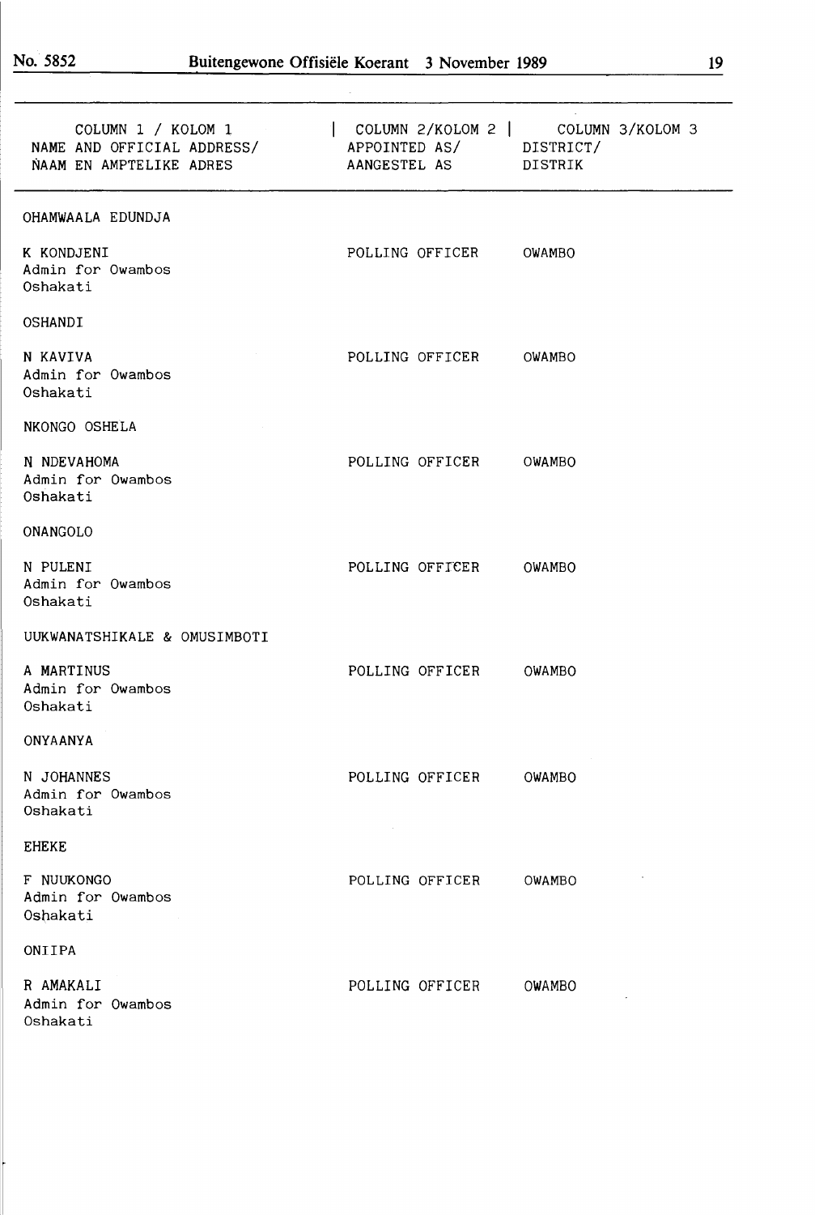| COLUMN 1 / KOLOM 1<br>NAME AND OFFICIAL ADDRESS/<br>NAAM EN AMPTELIKE ADRES | COLUMN 2/KOLOM 2<br>APPOINTED AS/<br>AANGESTEL AS | COLUMN 3/KOLOM 3<br>DISTRICT/<br>DISTRIK |
|---|---|---|
| OHAMWAALA EDUNDJA | | |
| K KONDJENI<br>Admin for Owambos<br>Oshakati | POLLING OFFICER | OWAMBO |
| OSHANDI | | |
| N KAVIVA<br>Admin for Owambos<br>Oshakati | POLLING OFFICER | OWAMBO |
| NKONGO OSHELA | | |
| N NDEVAHOMA<br>Admin for Owambos<br>Oshakati | POLLING OFFICER | OWAMBO |
| ONANGOLO | | |
| N PULENI<br>Admin for Owambos<br>Oshakati | POLLING OFFICER | OWAMBO |
| UUKWANATSHIKALE & OMUSIMBOTI | | |
| A MARTINUS<br>Admin for Owambos<br>Oshakati | POLLING OFFICER | OWAMBO |
| ONYAANYA | | |
| N JOHANNES<br>Admin for Owambos<br>Oshakati | POLLING OFFICER | OWAMBO |
| EHEKE | | |
| F NUUKONGO<br>Admin for Owambos<br>Oshakati | POLLING OFFICER | OWAMBO |
| ONIIPA | | |
| R AMAKALI<br>Admin for Owambos<br>Oshakati | POLLING OFFICER | OWAMBO |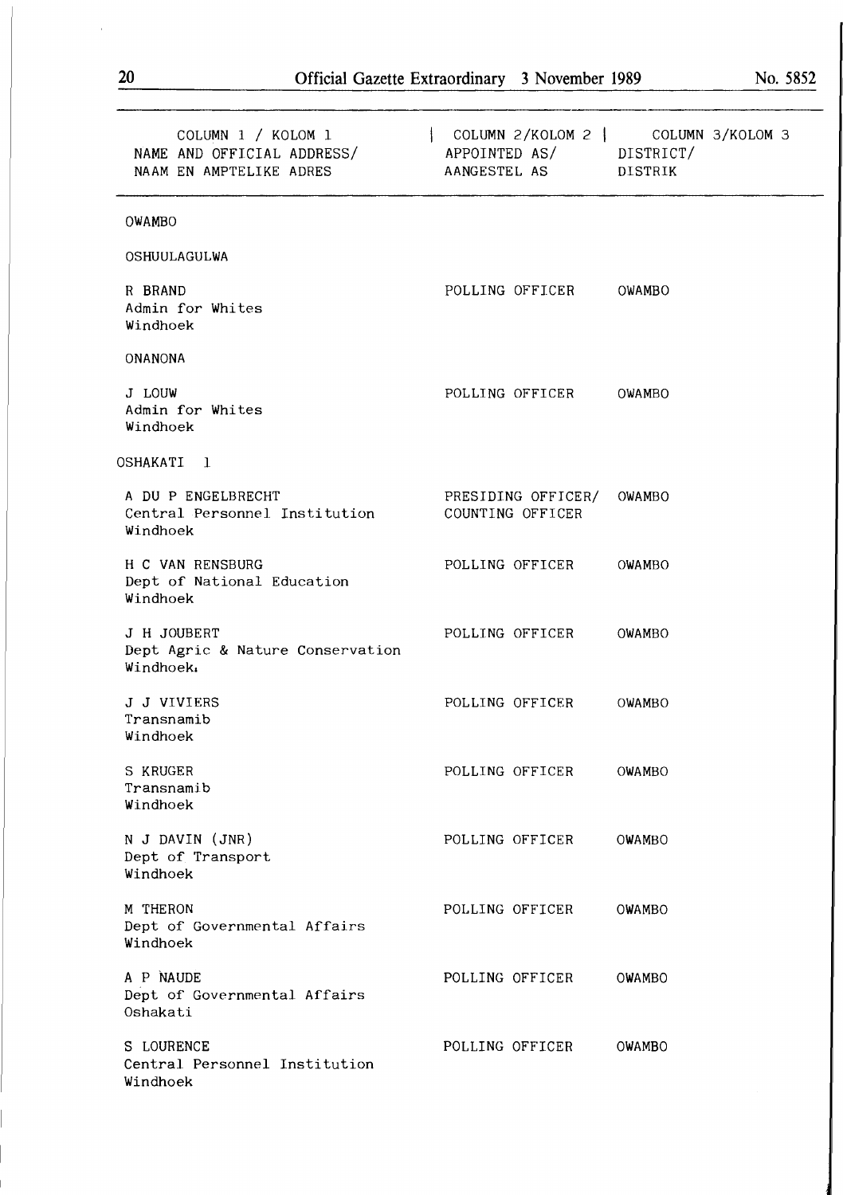| COLUMN 1 / KOLOM 1<br>NAME AND OFFICIAL ADDRESS/<br>NAAM EN AMPTELIKE ADRES | COLUMN 2/KOLOM 2<br>APPOINTED AS/<br>AANGESTEL AS | COLUMN 3/KOLOM 3<br>DISTRICT/<br>DISTRIK |
|---|---|---|
| OWAMBO | | |
| OSHUULAGULWA | | |
| R BRAND<br>Admin for Whites<br>Windhoek | POLLING OFFICER | OWAMBO |
| ONANONA | | |
| J LOUW<br>Admin for Whites<br>Windhoek | POLLING OFFICER | OWAMBO |
| OSHAKATI 1 | | |
| A DU P ENGELBRECHT<br>Central Personnel Institution<br>Windhoek | PRESIDING OFFICER/<br>COUNTING OFFICER | OWAMBO |
| H C VAN RENSBURG<br>Dept of National Education<br>Windhoek | POLLING OFFICER | OWAMBO |
| J H JOUBERT<br>Dept Agric & Nature Conservation<br>Windhoek | POLLING OFFICER | OWAMBO |
| J J VIVIERS<br>Transnamib<br>Windhoek | POLLING OFFICER | OWAMBO |
| S KRUGER<br>Transnamib<br>Windhoek | POLLING OFFICER | OWAMBO |
| N J DAVIN (JNR)<br>Dept of Transport<br>Windhoek | POLLING OFFICER | OWAMBO |
| M THERON<br>Dept of Governmental Affairs<br>Windhoek | POLLING OFFICER | OWAMBO |
| A P NAUDE<br>Dept of Governmental Affairs<br>Oshakati | POLLING OFFICER | OWAMBO |
| S LOURENCE<br>Central Personnel Institution<br>Windhoek | POLLING OFFICER | OWAMBO |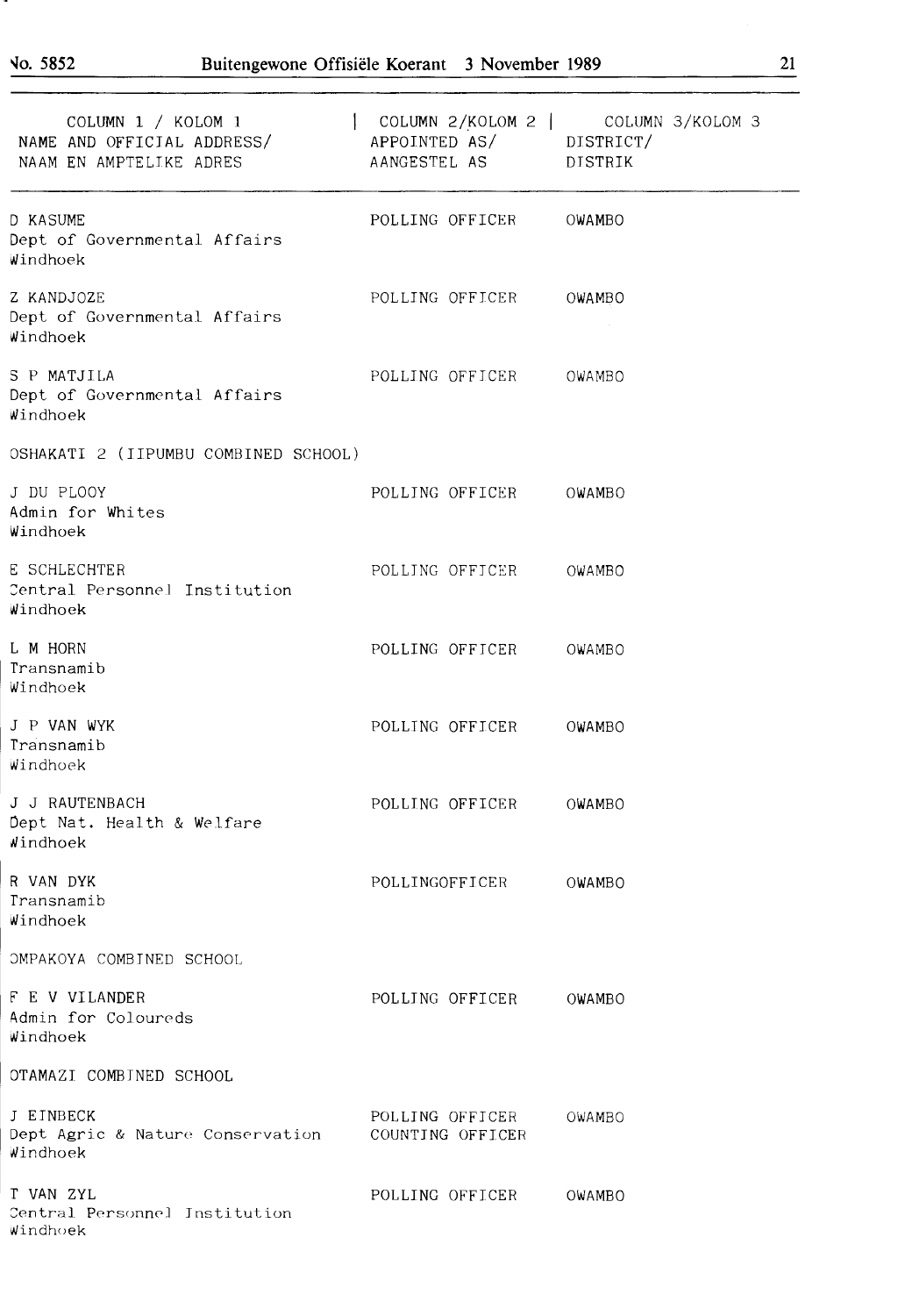| COLUMN 1 / KOLOM 1<br>NAME AND OFFICIAL ADDRESS/<br>NAAM EN AMPTELIKE ADRES | COLUMN 2/KOLOM 2<br>APPOINTED AS/<br>AANGESTEL AS | COLUMN 3/KOLOM 3<br>DISTRICT/<br>DISTRIK |
|---|---|---|
| D KASUME<br>Dept of Governmental Affairs<br>Windhoek | POLLING OFFICER | OWAMBO |
| Z KANDJOZE<br>Dept of Governmental Affairs<br>Windhoek | POLLING OFFICER | OWAMBO |
| S P MATJILA<br>Dept of Governmental Affairs<br>Windhoek | POLLING OFFICER | OWAMBO |
| OSHAKATI 2 (IIPUMBU COMBINED SCHOOL) | | |
| J DU PLOOY<br>Admin for Whites<br>Windhoek | POLLING OFFICER | OWAMBO |
| E SCHLECHTER<br>Central Personnel Institution<br>Windhoek | POLLING OFFICER | OWAMBO |
| L M HORN<br>Transnamib<br>Windhoek | POLLING OFFICER | OWAMBO |
| J P VAN WYK<br>Transnamib<br>Windhoek | POLLING OFFICER | OWAMBO |
| J J RAUTENBACH<br>Dept Nat. Health & Welfare<br>Windhoek | POLLING OFFICER | OWAMBO |
| R VAN DYK<br>Transnamib<br>Windhoek | POLLINGOFFICER | OWAMBO |
| OMPAKOYA COMBINED SCHOOL | | |
| F E V VILANDER<br>Admin for Coloureds<br>Windhoek | POLLING OFFICER | OWAMBO |
| OTAMAZI COMBINED SCHOOL | | |
| J EINBECK<br>Dept Agric & Nature Conservation<br>Windhoek | POLLING OFFICER<br>COUNTING OFFICER | OWAMBO |
| T VAN ZYL<br>Central Personnel Institution<br>Windhoek | POLLING OFFICER | OWAMBO |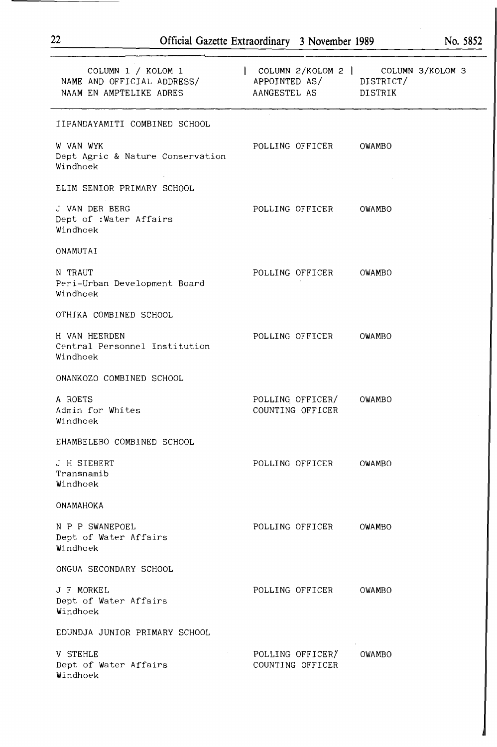| COLUMN 1 / KOLOM 1<br>NAME AND OFFICIAL ADDRESS/<br>NAAM EN AMPTELIKE ADRES | COLUMN 2/KOLOM 2<br>APPOINTED AS/<br>AANGESTEL AS | COLUMN 3/KOLOM 3<br>DISTRICT/<br>DISTRIK |
|---|---|---|
| IIPANDAYAMITI COMBINED SCHOOL | | |
| W VAN WYK<br>Dept Agric & Nature Conservation<br>Windhoek | POLLING OFFICER | OWAMBO |
| ELIM SENIOR PRIMARY SCHOOL | | |
| J VAN DER BERG<br>Dept of :Water Affairs<br>Windhoek | POLLING OFFICER | OWAMBO |
| ONAMUTAI | | |
| N TRAUT<br>Peri-Urban Development Board<br>Windhoek | POLLING OFFICER | OWAMBO |
| OTHIKA COMBINED SCHOOL | | |
| H VAN HEERDEN<br>Central Personnel Institution<br>Windhoek | POLLING OFFICER | OWAMBO |
| ONANKOZO COMBINED SCHOOL | | |
| A ROETS<br>Admin for Whites<br>Windhoek | POLLING OFFICER/<br>COUNTING OFFICER | OWAMBO |
| EHAMBELEBO COMBINED SCHOOL | | |
| J H SIEBERT<br>Transnamib<br>Windhoek | POLLING OFFICER | OWAMBO |
| ONAMAHOKA | | |
| N P P SWANEPOEL<br>Dept of Water Affairs<br>Windhoek | POLLING OFFICER | OWAMBO |
| ONGUA SECONDARY SCHOOL | | |
| J F MORKEL<br>Dept of Water Affairs<br>Windhoek | POLLING OFFICER | OWAMBO |
| EDUNDJA JUNIOR PRIMARY SCHOOL | | |
| V STEHLE<br>Dept of Water Affairs<br>Windhoek | POLLING OFFICER/<br>COUNTING OFFICER | OWAMBO |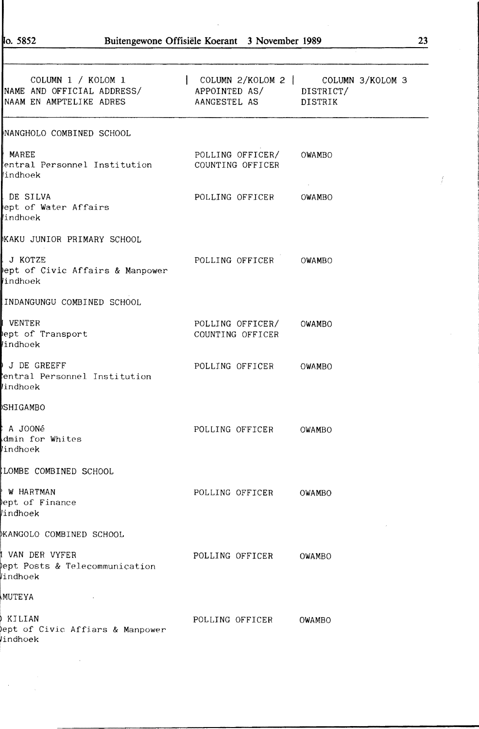| COLUMN 1 / KOLOM 1<br>NAME AND OFFICIAL ADDRESS/<br>NAAM EN AMPTELIKE ADRES | COLUMN 2/KOLOM 2<br>APPOINTED AS/<br>AANGESTEL AS | COLUMN 3/KOLOM 3<br>DISTRICT/<br>DISTRIK |
|---|---|---|
| NANGHOLO COMBINED SCHOOL | | |
| MAREE<br>entral Personnel Institution<br>indhoek | POLLING OFFICER/<br>COUNTING OFFICER | OWAMBO |
| DE SILVA<br>ept of Water Affairs<br>indhoek | POLLING OFFICER | OWAMBO |
| KAKU JUNIOR PRIMARY SCHOOL | | |
| J KOTZE<br>ept of Civic Affairs & Manpower<br>indhoek | POLLING OFFICER | OWAMBO |
| INDANGUNGU COMBINED SCHOOL | | |
| VENTER<br>ept of Transport<br>indhoek | POLLING OFFICER/<br>COUNTING OFFICER | OWAMBO |
| J DE GREEFF<br>entral Personnel Institution<br>indhoek | POLLING OFFICER | OWAMBO |
| SHIGAMBO | | |
| A JOONé<br>dmin for Whites<br>indhoek | POLLING OFFICER | OWAMBO |
| LOMBE COMBINED SCHOOL | | |
| W HARTMAN<br>ept of Finance<br>indhoek | POLLING OFFICER | OWAMBO |
| KANGOLO COMBINED SCHOOL | | |
| VAN DER VYFER<br>ept Posts & Telecommunication<br>indhoek | POLLING OFFICER | OWAMBO |
| MUTEYA | | |
| KILIAN<br>ept of Civic Affiars & Manpower<br>indhoek | POLLING OFFICER | OWAMBO |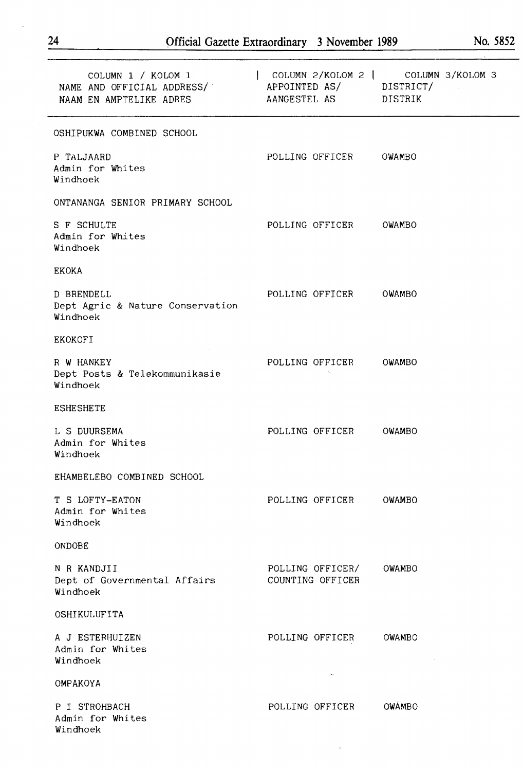| COLUMN 1 / KOLOM 1<br>NAME AND OFFICIAL ADDRESS/<br>NAAM EN AMPTELIKE ADRES | COLUMN 2/KOLOM 2<br>APPOINTED AS/<br>AANGESTEL AS | COLUMN 3/KOLOM 3<br>DISTRICT/<br>DISTRIK |
|---|---|---|
| OSHIPUKWA COMBINED SCHOOL | | |
| P TALJAARD<br>Admin for Whites<br>Windhoek | POLLING OFFICER | OWAMBO |
| ONTANANGA SENIOR PRIMARY SCHOOL | | |
| S F SCHULTE<br>Admin for Whites<br>Windhoek | POLLING OFFICER | OWAMBO |
| EKOKA | | |
| D BRENDELL<br>Dept Agric & Nature Conservation<br>Windhoek | POLLING OFFICER | OWAMBO |
| EKOKOFI | | |
| R W HANKEY<br>Dept Posts & Telekommunikasie<br>Windhoek | POLLING OFFICER | OWAMBO |
| ESHESHETE | | |
| L S DUURSEMA<br>Admin for Whites<br>Windhoek | POLLING OFFICER | OWAMBO |
| EHAMBELEBO COMBINED SCHOOL | | |
| T S LOFTY-EATON<br>Admin for Whites<br>Windhoek | POLLING OFFICER | OWAMBO |
| ONDOBE | | |
| N R KANDJII<br>Dept of Governmental Affairs<br>Windhoek | POLLING OFFICER/<br>COUNTING OFFICER | OWAMBO |
| OSHIKULUFITA | | |
| A J ESTERHUIZEN<br>Admin for Whites<br>Windhoek | POLLING OFFICER | OWAMBO |
| OMPAKOYA | | |
| P I STROHBACH<br>Admin for Whites<br>Windhoek | POLLING OFFICER | OWAMBO |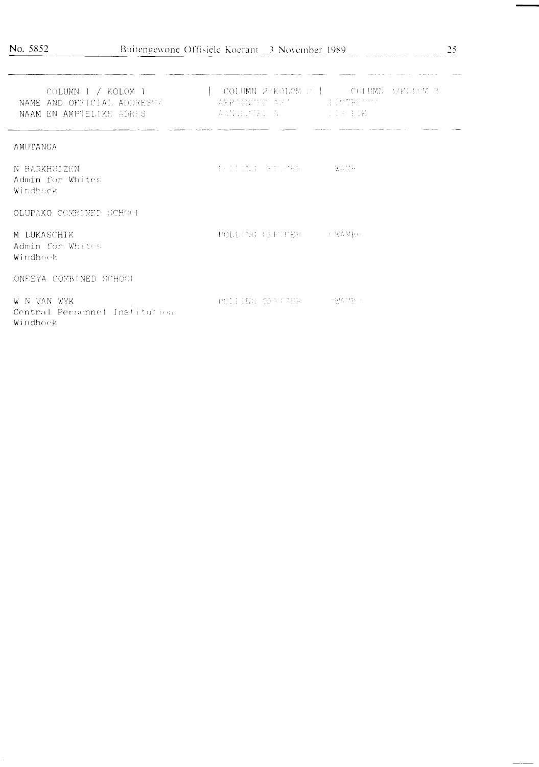| COLUMN 1 / KOLOM 1 NAME AND OFFICIAL ADDRESS/ NAAM EN AMPTELIKE ADRES | COLUMN 2/KOLOM 2 APPOINTED AS/ AANGESTEL AS | COLUMN 3/KOLOM 3 DISTRICT/ DISTRIK |
|---|---|---|
| AMUTANGA | | |
| N BARKHUIZEN Admin for Whites Windhoek | POLLING OFFICER | OWAMBO |
| OLUPAKO COMBINED SCHOOL | | |
| M LUKASCHIK Admin for Whites Windhoek | POLLING OFFICER | OWAMBO |
| ONEEYA COMBINED SCHOOL | | |
| W N VAN WYK Central Personnel Institution Windhoek | POLLING OFFICER | OWAMBO |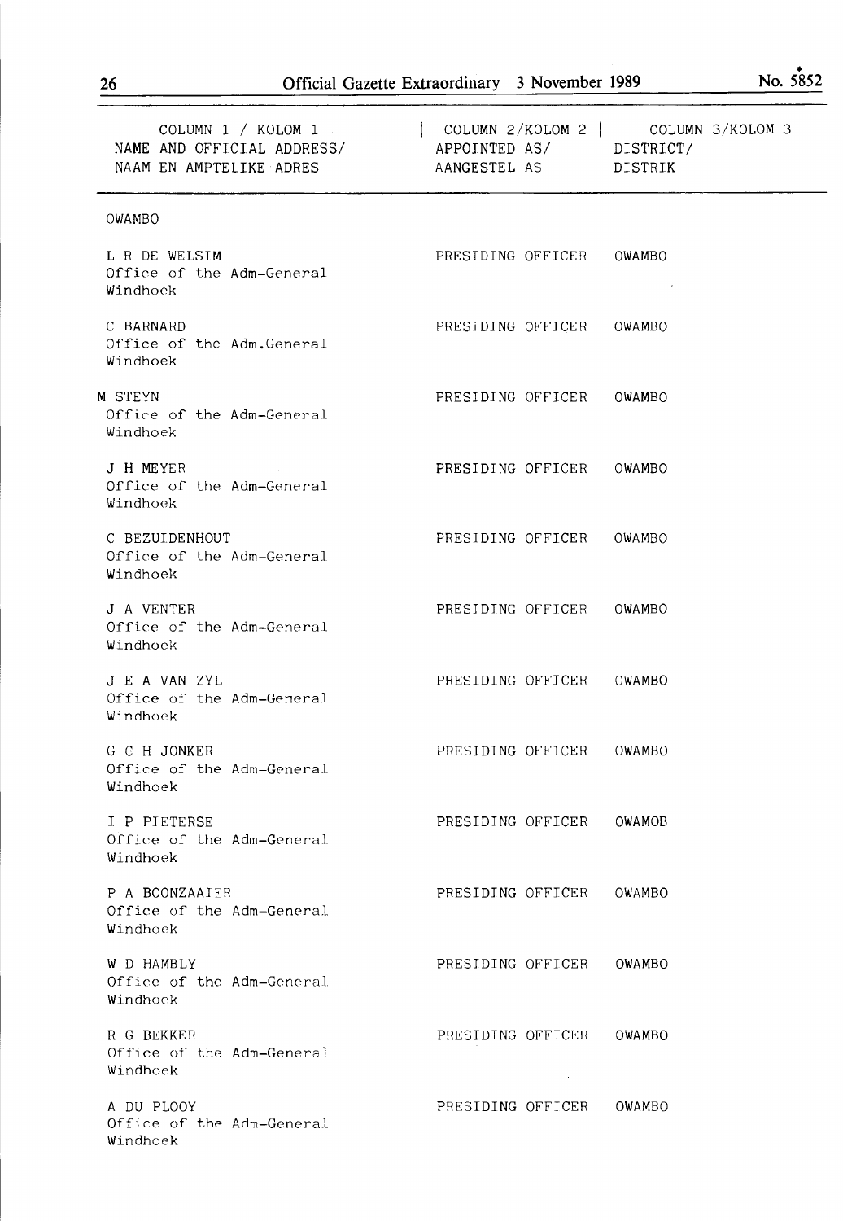| COLUMN 1 / KOLOM 1<br>NAME AND OFFICIAL ADDRESS/<br>NAAM EN AMPTELIKE ADRES | COLUMN 2/KOLOM 2<br>APPOINTED AS/<br>AANGESTEL AS | COLUMN 3/KOLOM 3<br>DISTRICT/<br>DISTRIK |
|---|---|---|
| OWAMBO | | |
| L R DE WELSIM<br>Office of the Adm-General<br>Windhoek | PRESIDING OFFICER | OWAMBO |
| C BARNARD<br>Office of the Adm.General<br>Windhoek | PRESIDING OFFICER | OWAMBO |
| M STEYN<br>Office of the Adm-General<br>Windhoek | PRESIDING OFFICER | OWAMBO |
| J H MEYER<br>Office of the Adm-General<br>Windhoek | PRESIDING OFFICER | OWAMBO |
| C BEZUIDENHOUT<br>Office of the Adm-General<br>Windhoek | PRESIDING OFFICER | OWAMBO |
| J A VENTER<br>Office of the Adm-General<br>Windhoek | PRESIDING OFFICER | OWAMBO |
| J E A VAN ZYL<br>Office of the Adm-General<br>Windhoek | PRESIDING OFFICER | OWAMBO |
| G G H JONKER<br>Office of the Adm-General<br>Windhoek | PRESIDING OFFICER | OWAMBO |
| I P PIETERSE<br>Office of the Adm-General<br>Windhoek | PRESIDING OFFICER | OWAMOB |
| P A BOONZAAIER<br>Office of the Adm-General<br>Windhoek | PRESIDING OFFICER | OWAMBO |
| W D HAMBLY<br>Office of the Adm-General<br>Windhoek | PRESIDING OFFICER | OWAMBO |
| R G BEKKER<br>Office of the Adm-General<br>Windhoek | PRESIDING OFFICER | OWAMBO |
| A DU PLOOY<br>Office of the Adm-General<br>Windhoek | PRESIDING OFFICER | OWAMBO |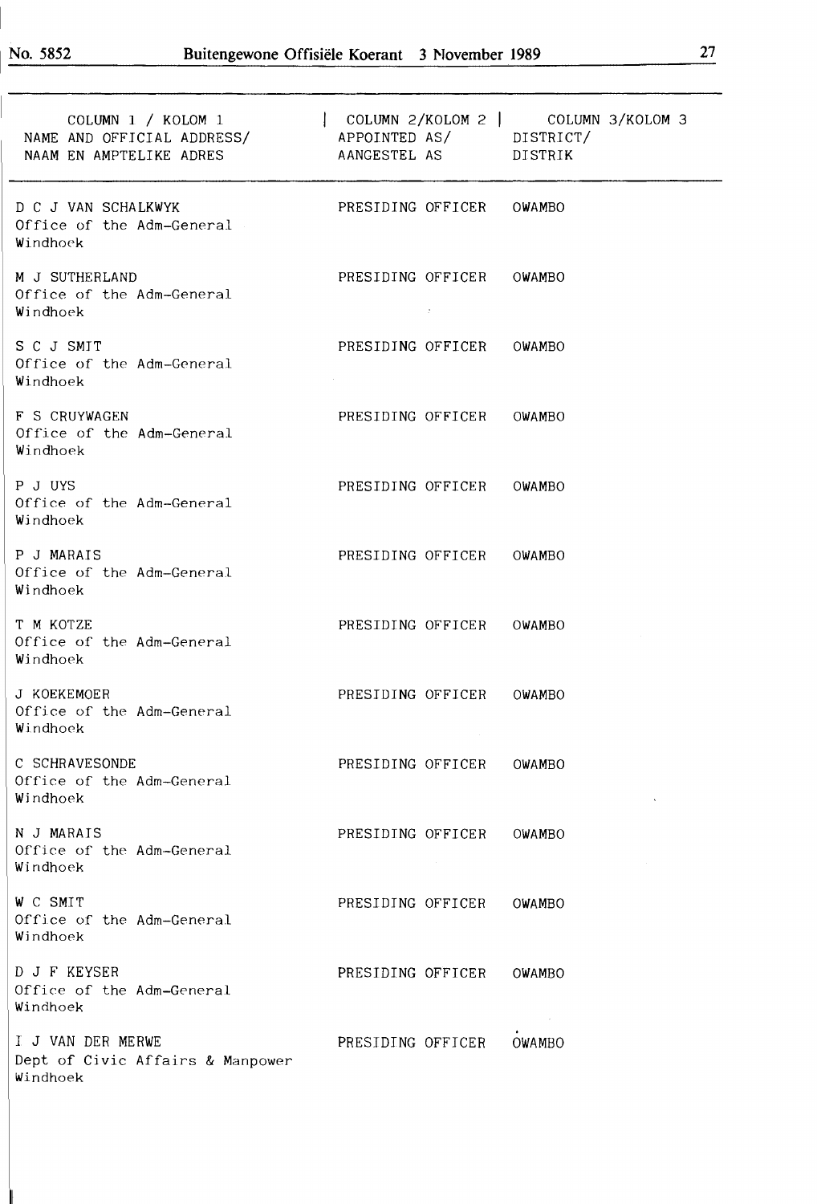| COLUMN 1 / KOLOM 1<br>NAME AND OFFICIAL ADDRESS/<br>NAAM EN AMPTELIKE ADRES | COLUMN 2/KOLOM 2<br>APPOINTED AS/<br>AANGESTEL AS | COLUMN 3/KOLOM 3<br>DISTRICT/<br>DISTRIK |
|---|---|---|
| D C J VAN SCHALKWYK<br>Office of the Adm-General<br>Windhoek | PRESIDING OFFICER | OWAMBO |
| M J SUTHERLAND<br>Office of the Adm-General<br>Windhoek | PRESIDING OFFICER | OWAMBO |
| S C J SMIT<br>Office of the Adm-General<br>Windhoek | PRESIDING OFFICER | OWAMBO |
| F S CRUYWAGEN<br>Office of the Adm-General<br>Windhoek | PRESIDING OFFICER | OWAMBO |
| P J UYS<br>Office of the Adm-General<br>Windhoek | PRESIDING OFFICER | OWAMBO |
| P J MARAIS<br>Office of the Adm-General<br>Windhoek | PRESIDING OFFICER | OWAMBO |
| T M KOTZE<br>Office of the Adm-General<br>Windhoek | PRESIDING OFFICER | OWAMBO |
| J KOEKEMOER<br>Office of the Adm-General<br>Windhoek | PRESIDING OFFICER | OWAMBO |
| C SCHRAVESONDE<br>Office of the Adm-General<br>Windhoek | PRESIDING OFFICER | OWAMBO |
| N J MARAIS<br>Office of the Adm-General<br>Windhoek | PRESIDING OFFICER | OWAMBO |
| W C SMIT<br>Office of the Adm-General<br>Windhoek | PRESIDING OFFICER | OWAMBO |
| D J F KEYSER<br>Office of the Adm-General<br>Windhoek | PRESIDING OFFICER | OWAMBO |
| I J VAN DER MERWE<br>Dept of Civic Affairs & Manpower<br>Windhoek | PRESIDING OFFICER | OWAMBO |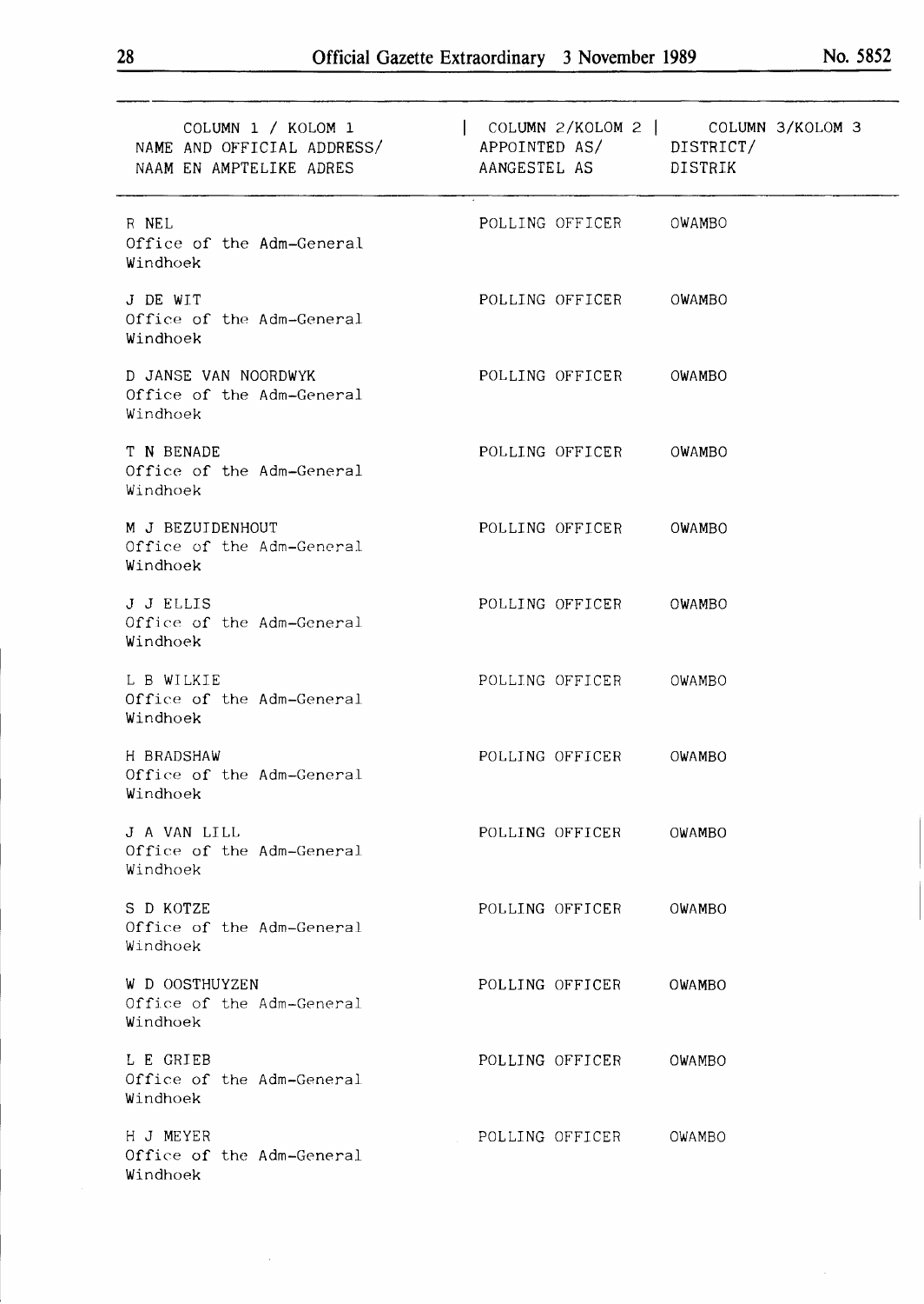| COLUMN 1 / KOLOM 1 NAME AND OFFICIAL ADDRESS/ NAAM EN AMPTELIKE ADRES | COLUMN 2/KOLOM 2 APPOINTED AS/ AANGESTEL AS | COLUMN 3/KOLOM 3 DISTRICT/ DISTRIK |
|---|---|---|
| R NEL Office of the Adm-General Windhoek | POLLING OFFICER | OWAMBO |
| J DE WIT Office of the Adm-General Windhoek | POLLING OFFICER | OWAMBO |
| D JANSE VAN NOORDWYK Office of the Adm-General Windhoek | POLLING OFFICER | OWAMBO |
| T N BENADE Office of the Adm-General Windhoek | POLLING OFFICER | OWAMBO |
| M J BEZUIDENHOUT Office of the Adm-General Windhoek | POLLING OFFICER | OWAMBO |
| J J ELLIS Office of the Adm-General Windhoek | POLLING OFFICER | OWAMBO |
| L B WILKIE Office of the Adm-General Windhoek | POLLING OFFICER | OWAMBO |
| H BRADSHAW Office of the Adm-General Windhoek | POLLING OFFICER | OWAMBO |
| J A VAN LILL Office of the Adm-General Windhoek | POLLING OFFICER | OWAMBO |
| S D KOTZE Office of the Adm-General Windhoek | POLLING OFFICER | OWAMBO |
| W D OOSTHUYZEN Office of the Adm-General Windhoek | POLLING OFFICER | OWAMBO |
| L E GRIEB Office of the Adm-General Windhoek | POLLING OFFICER | OWAMBO |
| H J MEYER Office of the Adm-General Windhoek | POLLING OFFICER | OWAMBO |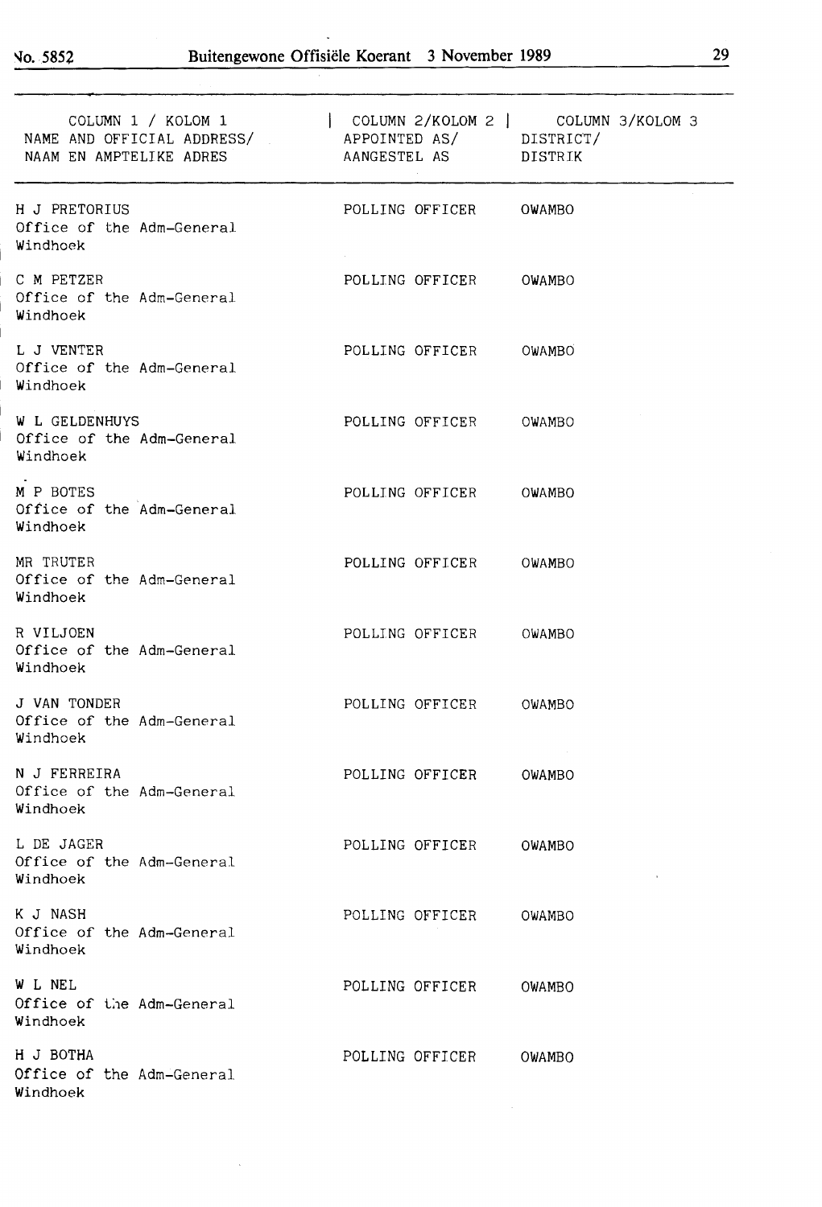| COLUMN 1 / KOLOM 1<br>NAME AND OFFICIAL ADDRESS/<br>NAAM EN AMPTELIKE ADRES | COLUMN 2/KOLOM 2<br>APPOINTED AS/<br>AANGESTEL AS | COLUMN 3/KOLOM 3<br>DISTRICT/<br>DISTRIK |
|---|---|---|
| H J PRETORIUS<br>Office of the Adm-General<br>Windhoek | POLLING OFFICER | OWAMBO |
| C M PETZER<br>Office of the Adm-General<br>Windhoek | POLLING OFFICER | OWAMBO |
| L J VENTER<br>Office of the Adm-General<br>Windhoek | POLLING OFFICER | OWAMBO |
| W L GELDENHUYS<br>Office of the Adm-General<br>Windhoek | POLLING OFFICER | OWAMBO |
| M P BOTES<br>Office of the Adm-General<br>Windhoek | POLLING OFFICER | OWAMBO |
| MR TRUTER<br>Office of the Adm-General<br>Windhoek | POLLING OFFICER | OWAMBO |
| R VILJOEN<br>Office of the Adm-General<br>Windhoek | POLLING OFFICER | OWAMBO |
| J VAN TONDER<br>Office of the Adm-General<br>Windhoek | POLLING OFFICER | OWAMBO |
| N J FERREIRA<br>Office of the Adm-General<br>Windhoek | POLLING OFFICER | OWAMBO |
| L DE JAGER<br>Office of the Adm-General<br>Windhoek | POLLING OFFICER | OWAMBO |
| K J NASH<br>Office of the Adm-General<br>Windhoek | POLLING OFFICER | OWAMBO |
| W L NEL<br>Office of the Adm-General<br>Windhoek | POLLING OFFICER | OWAMBO |
| H J BOTHA<br>Office of the Adm-General<br>Windhoek | POLLING OFFICER | OWAMBO |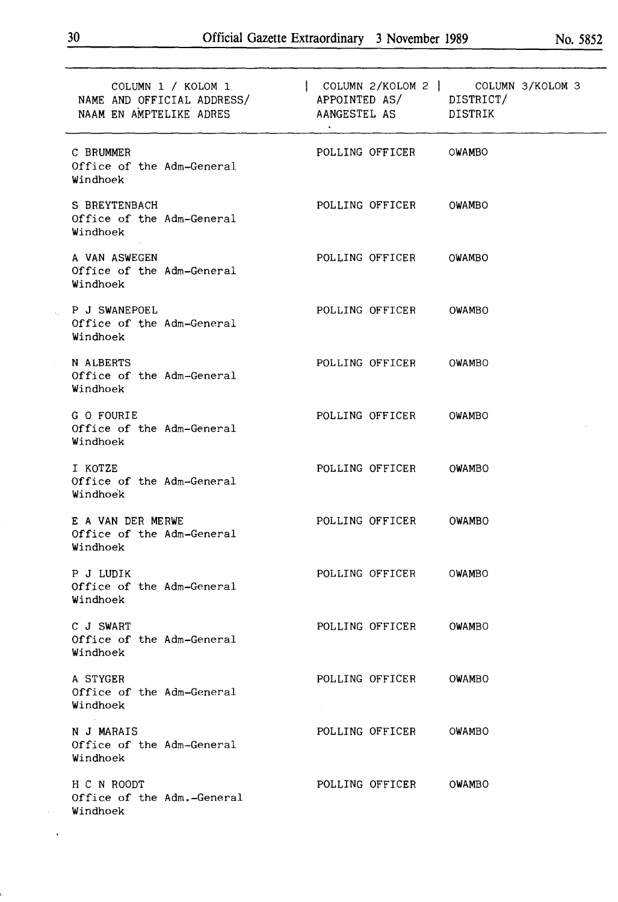| COLUMN 1 / KOLOM 1<br>NAME AND OFFICIAL ADDRESS/<br>NAAM EN AMPTELIKE ADRES | COLUMN 2/KOLOM 2<br>APPOINTED AS/<br>AANGESTEL AS | COLUMN 3/KOLOM 3<br>DISTRICT/<br>DISTRIK |
|---|---|---|
| C BRUMMER<br>Office of the Adm-General<br>Windhoek | POLLING OFFICER | OWAMBO |
| S BREYTENBACH<br>Office of the Adm-General<br>Windhoek | POLLING OFFICER | OWAMBO |
| A VAN ASWEGEN<br>Office of the Adm-General<br>Windhoek | POLLING OFFICER | OWAMBO |
| P J SWANEPOEL<br>Office of the Adm-General<br>Windhoek | POLLING OFFICER | OWAMBO |
| N ALBERTS<br>Office of the Adm-General<br>Windhoek | POLLING OFFICER | OWAMBO |
| G O FOURIE<br>Office of the Adm-General<br>Windhoek | POLLING OFFICER | OWAMBO |
| I KOTZE<br>Office of the Adm-General<br>Windhoek | POLLING OFFICER | OWAMBO |
| E A VAN DER MERWE<br>Office of the Adm-General<br>Windhoek | POLLING OFFICER | OWAMBO |
| P J LUDIK<br>Office of the Adm-General<br>Windhoek | POLLING OFFICER | OWAMBO |
| C J SWART<br>Office of the Adm-General<br>Windhoek | POLLING OFFICER | OWAMBO |
| A STYGER<br>Office of the Adm-General<br>Windhoek | POLLING OFFICER | OWAMBO |
| N J MARAIS<br>Office of the Adm-General<br>Windhoek | POLLING OFFICER | OWAMBO |
| H C N ROODT<br>Office of the Adm.-General<br>Windhoek | POLLING OFFICER | OWAMBO |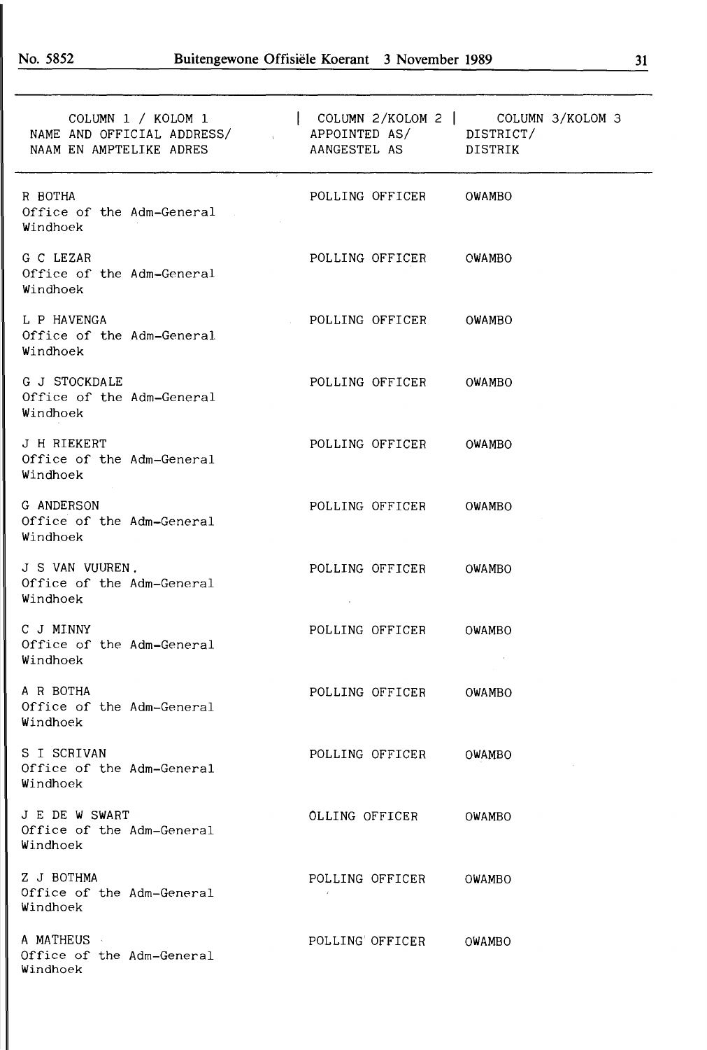| COLUMN 1 / KOLOM 1<br>NAME AND OFFICIAL ADDRESS/<br>NAAM EN AMPTELIKE ADRES | COLUMN 2/KOLOM 2<br>APPOINTED AS/<br>AANGESTEL AS | COLUMN 3/KOLOM 3<br>DISTRICT/<br>DISTRIK |
|---|---|---|
| R BOTHA<br>Office of the Adm-General<br>Windhoek | POLLING OFFICER | OWAMBO |
| G C LEZAR<br>Office of the Adm-General<br>Windhoek | POLLING OFFICER | OWAMBO |
| L P HAVENGA<br>Office of the Adm-General<br>Windhoek | POLLING OFFICER | OWAMBO |
| G J STOCKDALE<br>Office of the Adm-General<br>Windhoek | POLLING OFFICER | OWAMBO |
| J H RIEKERT<br>Office of the Adm-General<br>Windhoek | POLLING OFFICER | OWAMBO |
| G ANDERSON<br>Office of the Adm-General<br>Windhoek | POLLING OFFICER | OWAMBO |
| J S VAN VUUREN.<br>Office of the Adm-General<br>Windhoek | POLLING OFFICER | OWAMBO |
| C J MINNY<br>Office of the Adm-General<br>Windhoek | POLLING OFFICER | OWAMBO |
| A R BOTHA<br>Office of the Adm-General<br>Windhoek | POLLING OFFICER | OWAMBO |
| S I SCRIVAN<br>Office of the Adm-General<br>Windhoek | POLLING OFFICER | OWAMBO |
| J E DE W SWART<br>Office of the Adm-General<br>Windhoek | OLLING OFFICER | OWAMBO |
| Z J BOTHMA<br>Office of the Adm-General<br>Windhoek | POLLING OFFICER | OWAMBO |
| A MATHEUS<br>Office of the Adm-General<br>Windhoek | POLLING OFFICER | OWAMBO |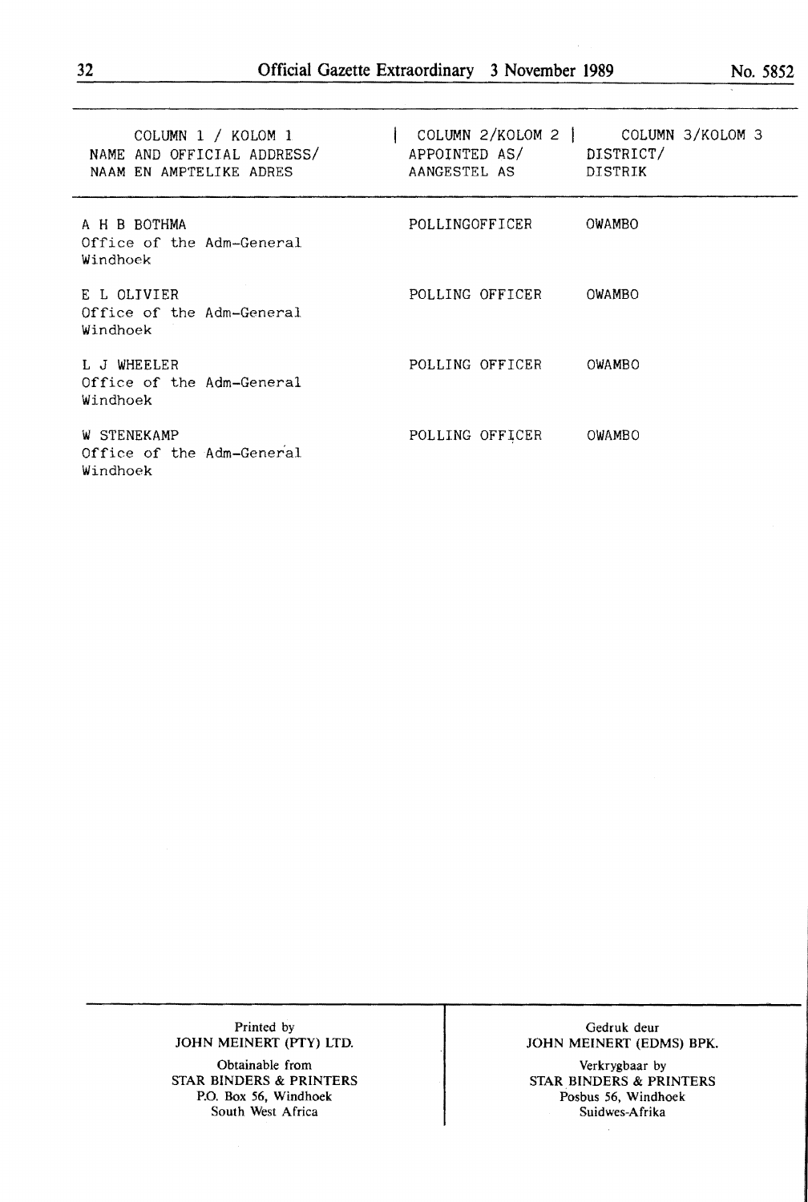| COLUMN 1 / KOLOM 1<br>NAME AND OFFICIAL ADDRESS/<br>NAAM EN AMPTELIKE ADRES | COLUMN 2/KOLOM 2<br>APPOINTED AS/<br>AANGESTEL AS | COLUMN 3/KOLOM 3<br>DISTRICT/<br>DISTRIK |
|---|---|---|
| A H B BOTHMA<br>Office of the Adm-General<br>Windhoek | POLLINGOFFICER | OWAMBO |
| E L OLIVIER<br>Office of the Adm-General<br>Windhoek | POLLING OFFICER | OWAMBO |
| L J WHEELER<br>Office of the Adm-General<br>Windhoek | POLLING OFFICER | OWAMBO |
| W STENEKAMP<br>Office of the Adm-General<br>Windhoek | POLLING OFFICER | OWAMBO |

Printed by
JOHN MEINERT (PTY) LTD.
Obtainable from
STAR BINDERS & PRINTERS
P.O. Box 56, Windhoek
South West Africa

Gedruk deur
JOHN MEINERT (EDMS) BPK.
Verkrygbaar by
STAR BINDERS & PRINTERS
Posbus 56, Windhoek
Suidwes-Afrika